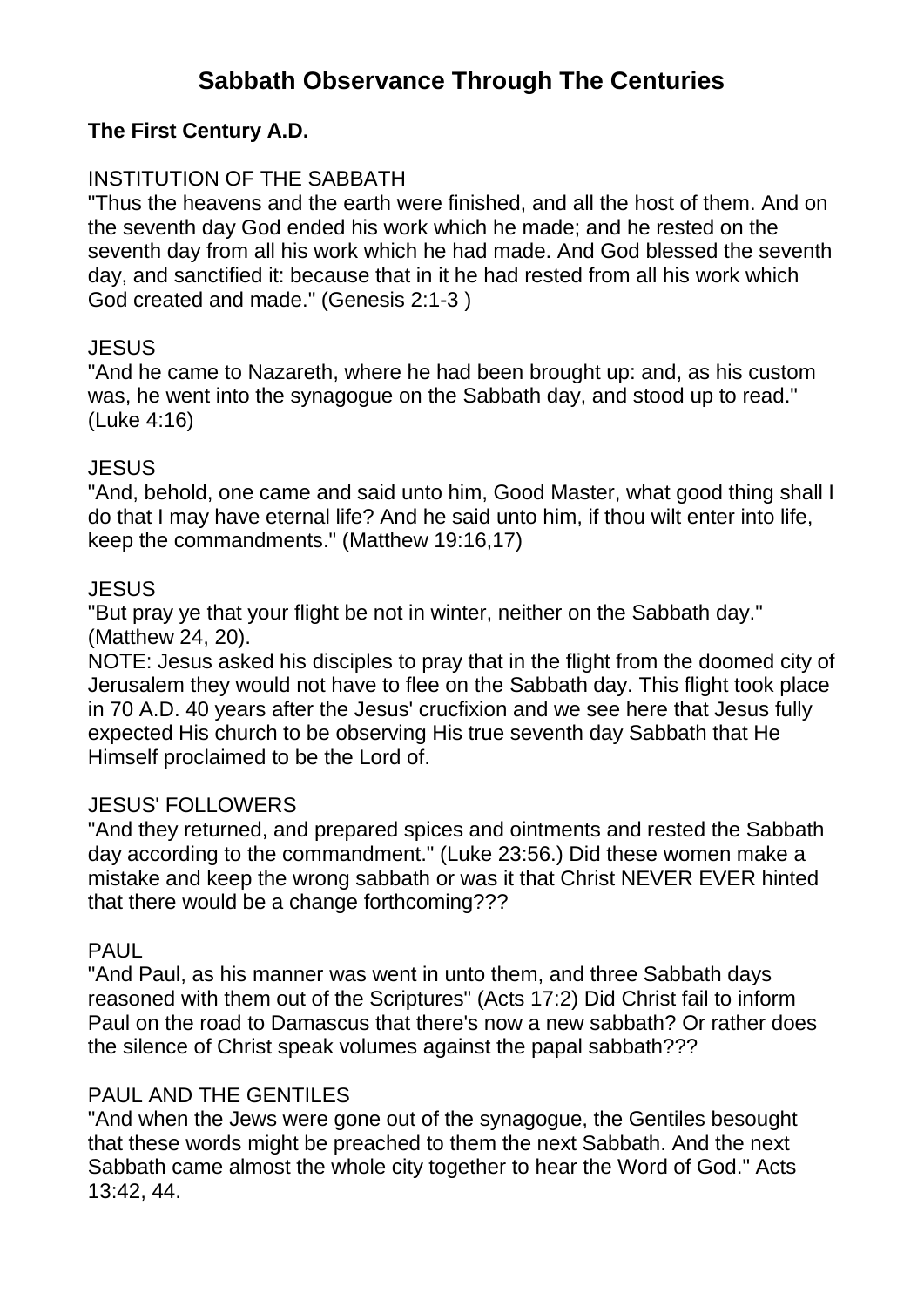# Sabbath Observance Through The Centuries

## The First Century A.D.

INSTITUTION OF THE SABBATH

"Thus the heavens and the earth were finished, and all the host of them. And on the seventh day God ended his work which he made; and he rested on the seventh day from all his work which he had made. And God blessed the seventh day, and sanctified it: because that in it he had rested from all his work which God created and made." (Genesis 2:1-3 )

JESUS

"And he came to Nazareth, where he had been brought up: and, as his custom was, he went into the synagogue on the Sabbath day, and stood up to read." (Luke 4:16)

JESUS

"And, behold, one came and said unto him, Good Master, what good thing shall I do that I may have eternal life? And he said unto him, if thou wilt enter into life, keep the commandments." (Matthew 19:16,17)

JESUS

"But pray ye that your flight be not in winter, neither on the Sabbath day." (Matthew 24, 20).

NOTE: Jesus asked his disciples to pray that in the flight from the doomed city of Jerusalem they would not have to flee on the Sabbath day. This flight took place in 70 A.D. 40 years after the Jesus' crucfixion and we see here that Jesus fully expected His church to be observing His true seventh day Sabbath that He Himself proclaimed to be the Lord of.

JESUS' FOLLOWERS

"And they returned, and prepared spices and ointments and rested the Sabbath day according to the commandment." (Luke 23:56.) Did these women make a mistake and keep the wrong sabbath or was it that Christ NEVER EVER hinted that there would be a change forthcoming???

PAUL

"And Paul, as his manner was went in unto them, and three Sabbath days reasoned with them out of the Scriptures" (Acts 17:2) Did Christ fail to inform Paul on the road to Damascus that there's now a new sabbath? Or rather does the silence of Christ speak volumes against the papal sabbath???

PAUL AND THE GENTILES

"And when the Jews were gone out of the synagogue, the Gentiles besought that these words might be preached to them the next Sabbath. And the next Sabbath came almost the whole city together to hear the Word of God." Acts 13:42, 44.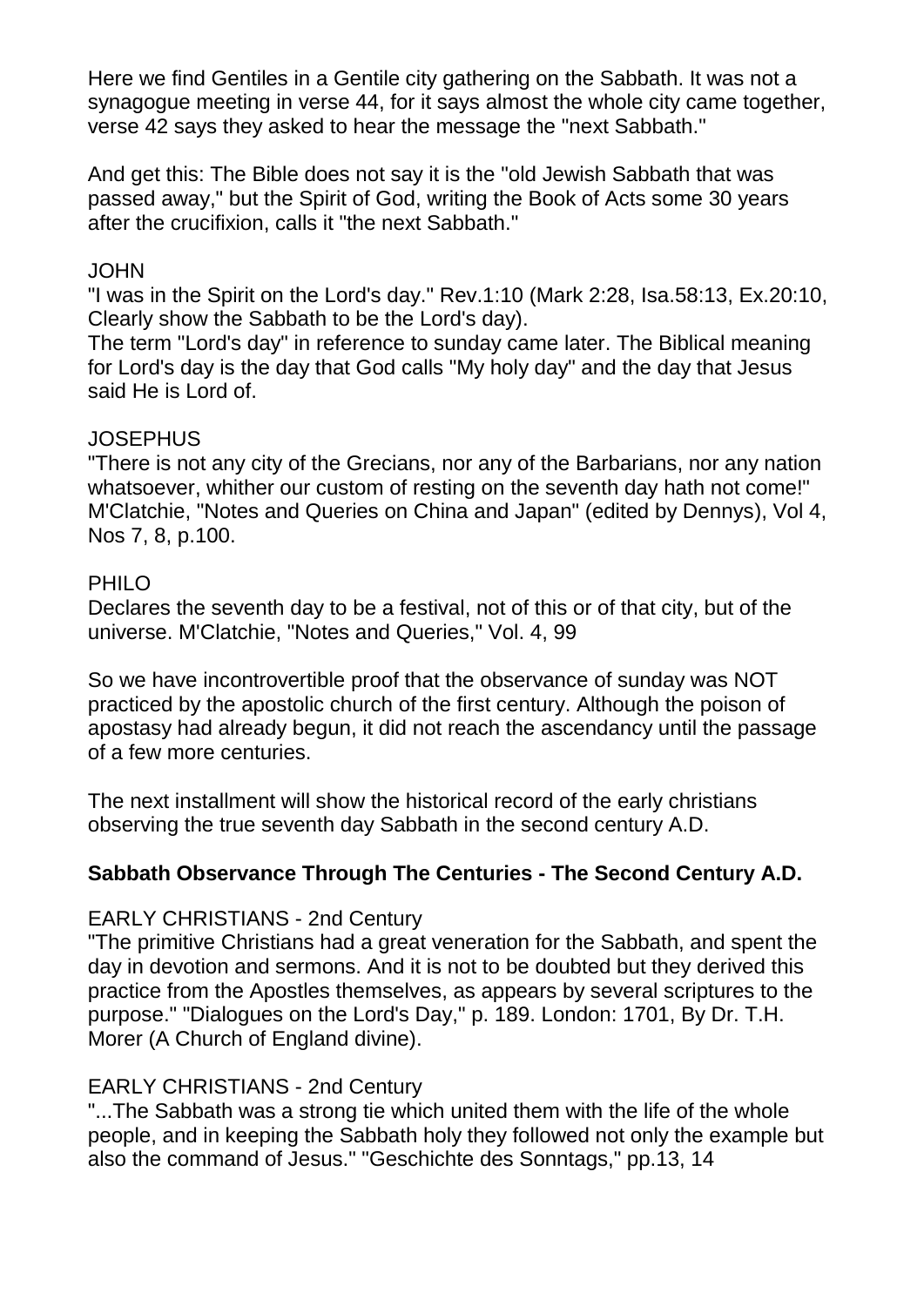Here we find Gentiles in a Gentile city gathering on the Sabbath. It was not a synagogue meeting in verse 44, for it says almost the whole city came together, verse 42 says they asked to hear the message the "next Sabbath."

And get this: The Bible does not say it is the "old Jewish Sabbath that was passed away," but the Spirit of God, writing the Book of Acts some 30 years after the crucifixion, calls it "the next Sabbath."

JOHN
"I was in the Spirit on the Lord's day." Rev.1:10 (Mark 2:28, Isa.58:13, Ex.20:10, Clearly show the Sabbath to be the Lord's day).
The term "Lord's day" in reference to sunday came later. The Biblical meaning for Lord's day is the day that God calls "My holy day" and the day that Jesus said He is Lord of.

JOSEPHUS
"There is not any city of the Grecians, nor any of the Barbarians, nor any nation whatsoever, whither our custom of resting on the seventh day hath not come!" M'Clatchie, "Notes and Queries on China and Japan" (edited by Dennys), Vol 4, Nos 7, 8, p.100.

PHILO
Declares the seventh day to be a festival, not of this or of that city, but of the universe. M'Clatchie, "Notes and Queries," Vol. 4, 99

So we have incontrovertible proof that the observance of sunday was NOT practiced by the apostolic church of the first century. Although the poison of apostasy had already begun, it did not reach the ascendancy until the passage of a few more centuries.

The next installment will show the historical record of the early christians observing the true seventh day Sabbath in the second century A.D.

**Sabbath Observance Through The Centuries - The Second Century A.D.**

EARLY CHRISTIANS - 2nd Century
"The primitive Christians had a great veneration for the Sabbath, and spent the day in devotion and sermons. And it is not to be doubted but they derived this practice from the Apostles themselves, as appears by several scriptures to the purpose." "Dialogues on the Lord's Day," p. 189. London: 1701, By Dr. T.H. Morer (A Church of England divine).

EARLY CHRISTIANS - 2nd Century
"...The Sabbath was a strong tie which united them with the life of the whole people, and in keeping the Sabbath holy they followed not only the example but also the command of Jesus." "Geschichte des Sonntags," pp.13, 14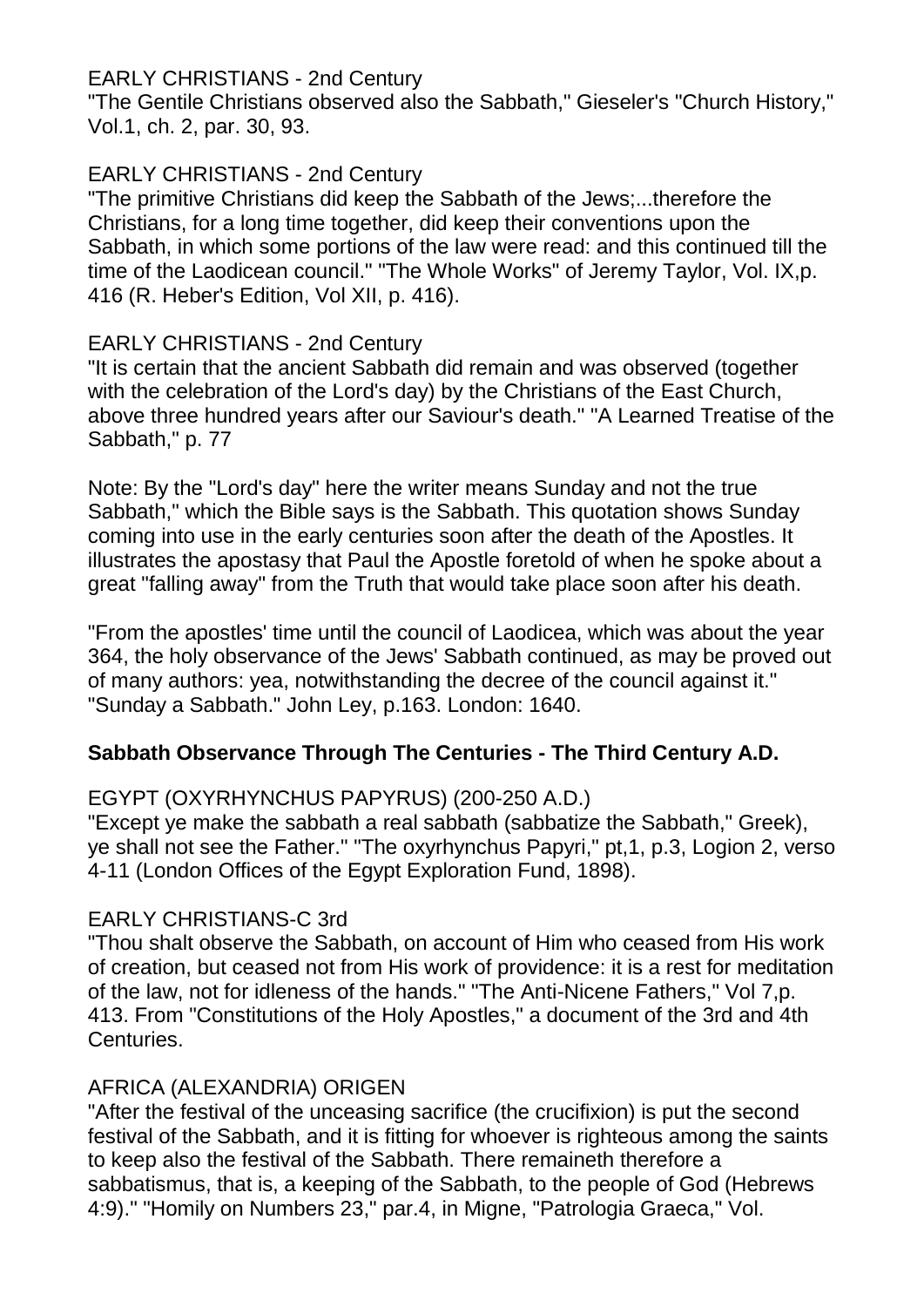EARLY CHRISTIANS - 2nd Century
"The Gentile Christians observed also the Sabbath," Gieseler's "Church History," Vol.1, ch. 2, par. 30, 93.

EARLY CHRISTIANS - 2nd Century
"The primitive Christians did keep the Sabbath of the Jews;...therefore the Christians, for a long time together, did keep their conventions upon the Sabbath, in which some portions of the law were read: and this continued till the time of the Laodicean council." "The Whole Works" of Jeremy Taylor, Vol. IX,p. 416 (R. Heber's Edition, Vol XII, p. 416).

EARLY CHRISTIANS - 2nd Century
"It is certain that the ancient Sabbath did remain and was observed (together with the celebration of the Lord's day) by the Christians of the East Church, above three hundred years after our Saviour's death." "A Learned Treatise of the Sabbath," p. 77

Note: By the "Lord's day" here the writer means Sunday and not the true Sabbath," which the Bible says is the Sabbath. This quotation shows Sunday coming into use in the early centuries soon after the death of the Apostles. It illustrates the apostasy that Paul the Apostle foretold of when he spoke about a great "falling away" from the Truth that would take place soon after his death.

"From the apostles' time until the council of Laodicea, which was about the year 364, the holy observance of the Jews' Sabbath continued, as may be proved out of many authors: yea, notwithstanding the decree of the council against it." "Sunday a Sabbath." John Ley, p.163. London: 1640.

**Sabbath Observance Through The Centuries - The Third Century A.D.**

EGYPT (OXYRHYNCHUS PAPYRUS) (200-250 A.D.)
"Except ye make the sabbath a real sabbath (sabbatize the Sabbath," Greek), ye shall not see the Father." "The oxyrhynchus Papyri," pt,1, p.3, Logion 2, verso 4-11 (London Offices of the Egypt Exploration Fund, 1898).

EARLY CHRISTIANS-C 3rd
"Thou shalt observe the Sabbath, on account of Him who ceased from His work of creation, but ceased not from His work of providence: it is a rest for meditation of the law, not for idleness of the hands." "The Anti-Nicene Fathers," Vol 7,p. 413. From "Constitutions of the Holy Apostles," a document of the 3rd and 4th Centuries.

AFRICA (ALEXANDRIA) ORIGEN
"After the festival of the unceasing sacrifice (the crucifixion) is put the second festival of the Sabbath, and it is fitting for whoever is righteous among the saints to keep also the festival of the Sabbath. There remaineth therefore a sabbatismus, that is, a keeping of the Sabbath, to the people of God (Hebrews 4:9)." "Homily on Numbers 23," par.4, in Migne, "Patrologia Graeca," Vol.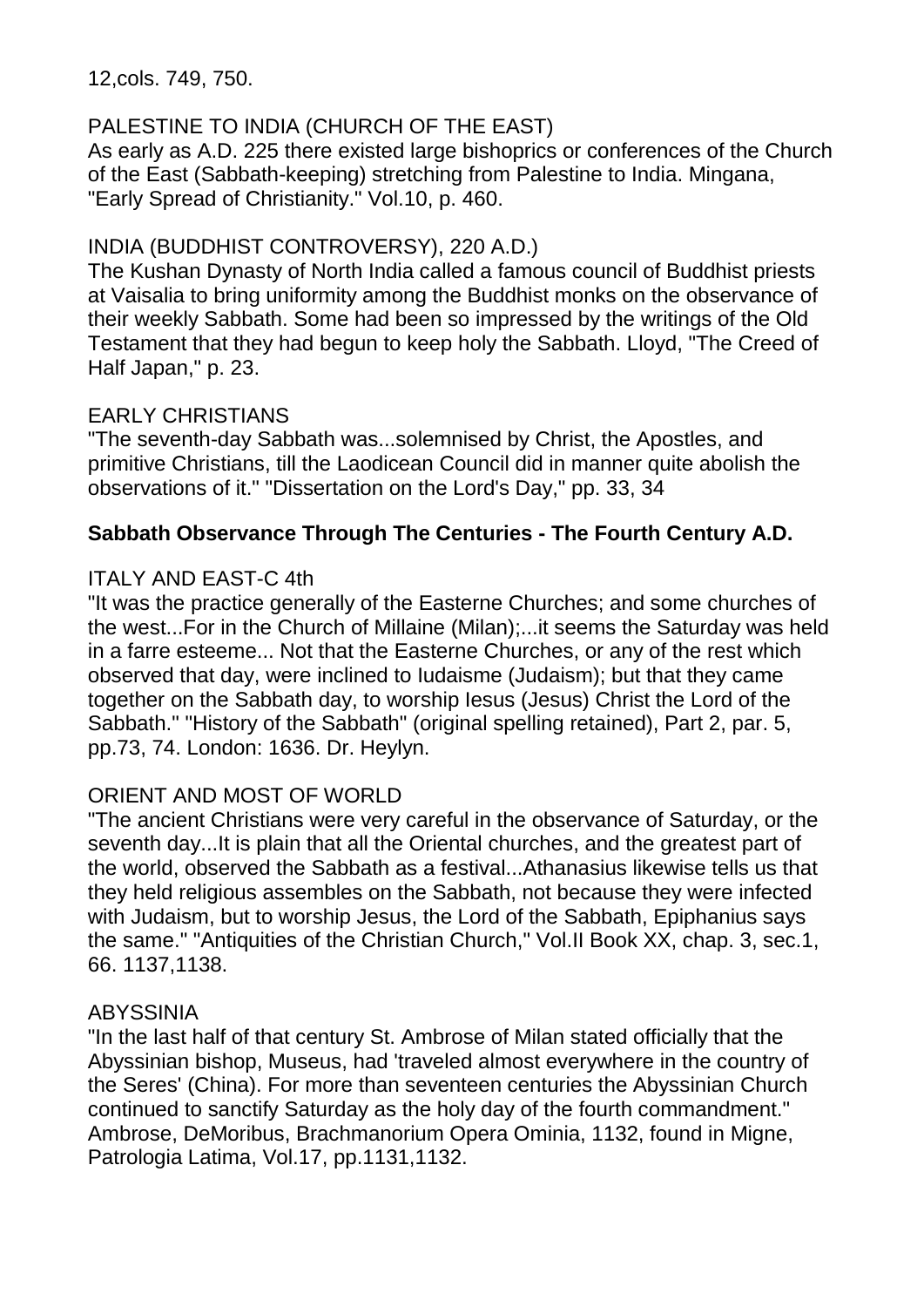12,cols. 749, 750.

PALESTINE TO INDIA (CHURCH OF THE EAST)
As early as A.D. 225 there existed large bishoprics or conferences of the Church of the East (Sabbath-keeping) stretching from Palestine to India. Mingana, "Early Spread of Christianity." Vol.10, p. 460.

INDIA (BUDDHIST CONTROVERSY), 220 A.D.)
The Kushan Dynasty of North India called a famous council of Buddhist priests at Vaisalia to bring uniformity among the Buddhist monks on the observance of their weekly Sabbath. Some had been so impressed by the writings of the Old Testament that they had begun to keep holy the Sabbath. Lloyd, "The Creed of Half Japan," p. 23.

EARLY CHRISTIANS
"The seventh-day Sabbath was...solemnised by Christ, the Apostles, and primitive Christians, till the Laodicean Council did in manner quite abolish the observations of it." "Dissertation on the Lord's Day," pp. 33, 34

**Sabbath Observance Through The Centuries - The Fourth Century A.D.**

ITALY AND EAST-C 4th
"It was the practice generally of the Easterne Churches; and some churches of the west...For in the Church of Millaine (Milan);...it seems the Saturday was held in a farre esteeme... Not that the Easterne Churches, or any of the rest which observed that day, were inclined to Iudaisme (Judaism); but that they came together on the Sabbath day, to worship Iesus (Jesus) Christ the Lord of the Sabbath." "History of the Sabbath" (original spelling retained), Part 2, par. 5, pp.73, 74. London: 1636. Dr. Heylyn.

ORIENT AND MOST OF WORLD
"The ancient Christians were very careful in the observance of Saturday, or the seventh day...It is plain that all the Oriental churches, and the greatest part of the world, observed the Sabbath as a festival...Athanasius likewise tells us that they held religious assembles on the Sabbath, not because they were infected with Judaism, but to worship Jesus, the Lord of the Sabbath, Epiphanius says the same." "Antiquities of the Christian Church," Vol.II Book XX, chap. 3, sec.1, 66. 1137,1138.

ABYSSINIA
"In the last half of that century St. Ambrose of Milan stated officially that the Abyssinian bishop, Museus, had 'traveled almost everywhere in the country of the Seres' (China). For more than seventeen centuries the Abyssinian Church continued to sanctify Saturday as the holy day of the fourth commandment." Ambrose, DeMoribus, Brachmanorium Opera Ominia, 1132, found in Migne, Patrologia Latima, Vol.17, pp.1131,1132.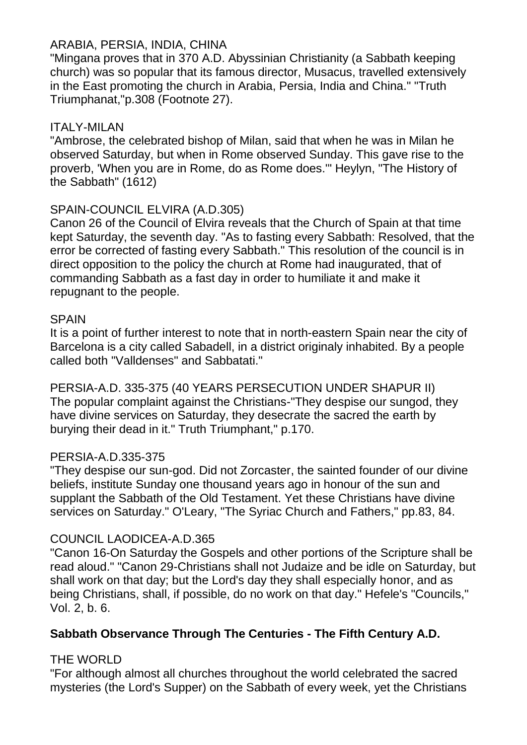ARABIA, PERSIA, INDIA, CHINA

"Mingana proves that in 370 A.D. Abyssinian Christianity (a Sabbath keeping church) was so popular that its famous director, Musacus, travelled extensively in the East promoting the church in Arabia, Persia, India and China." "Truth Triumphanat,"p.308 (Footnote 27).

ITALY-MILAN

"Ambrose, the celebrated bishop of Milan, said that when he was in Milan he observed Saturday, but when in Rome observed Sunday. This gave rise to the proverb, 'When you are in Rome, do as Rome does.'" Heylyn, "The History of the Sabbath" (1612)

SPAIN-COUNCIL ELVIRA (A.D.305)

Canon 26 of the Council of Elvira reveals that the Church of Spain at that time kept Saturday, the seventh day. "As to fasting every Sabbath: Resolved, that the error be corrected of fasting every Sabbath." This resolution of the council is in direct opposition to the policy the church at Rome had inaugurated, that of commanding Sabbath as a fast day in order to humiliate it and make it repugnant to the people.

SPAIN

It is a point of further interest to note that in north-eastern Spain near the city of Barcelona is a city called Sabadell, in a district originaly inhabited. By a people called both "Valldenses" and Sabbatati."

PERSIA-A.D. 335-375 (40 YEARS PERSECUTION UNDER SHAPUR II)

The popular complaint against the Christians-"They despise our sungod, they have divine services on Saturday, they desecrate the sacred the earth by burying their dead in it." Truth Triumphant," p.170.

PERSIA-A.D.335-375

"They despise our sun-god. Did not Zorcaster, the sainted founder of our divine beliefs, institute Sunday one thousand years ago in honour of the sun and supplant the Sabbath of the Old Testament. Yet these Christians have divine services on Saturday." O'Leary, "The Syriac Church and Fathers," pp.83, 84.

COUNCIL LAODICEA-A.D.365

"Canon 16-On Saturday the Gospels and other portions of the Scripture shall be read aloud." "Canon 29-Christians shall not Judaize and be idle on Saturday, but shall work on that day; but the Lord's day they shall especially honor, and as being Christians, shall, if possible, do no work on that day." Hefele's "Councils," Vol. 2, b. 6.

**Sabbath Observance Through The Centuries - The Fifth Century A.D.**

THE WORLD

"For although almost all churches throughout the world celebrated the sacred mysteries (the Lord's Supper) on the Sabbath of every week, yet the Christians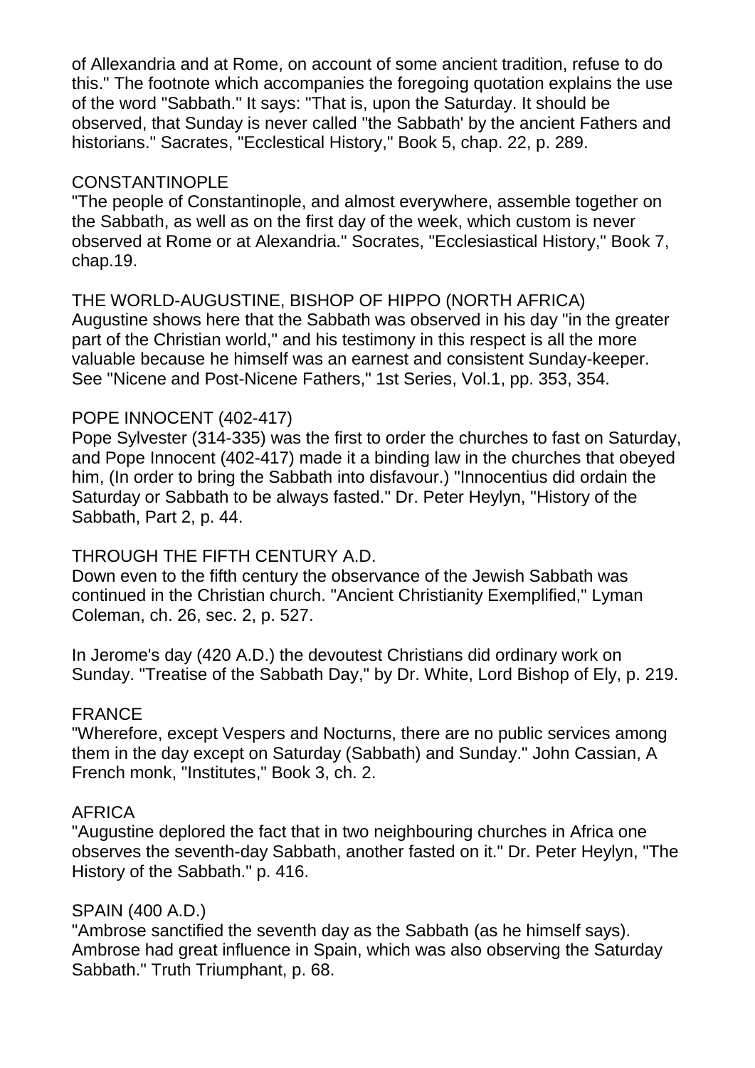of Allexandria and at Rome, on account of some ancient tradition, refuse to do this." The footnote which accompanies the foregoing quotation explains the use of the word "Sabbath." It says: "That is, upon the Saturday. It should be observed, that Sunday is never called "the Sabbath' by the ancient Fathers and historians." Sacrates, "Ecclestical History," Book 5, chap. 22, p. 289.

## CONSTANTINOPLE

"The people of Constantinople, and almost everywhere, assemble together on the Sabbath, as well as on the first day of the week, which custom is never observed at Rome or at Alexandria." Socrates, "Ecclesiastical History," Book 7, chap.19.

## THE WORLD-AUGUSTINE, BISHOP OF HIPPO (NORTH AFRICA)

Augustine shows here that the Sabbath was observed in his day "in the greater part of the Christian world," and his testimony in this respect is all the more valuable because he himself was an earnest and consistent Sunday-keeper. See "Nicene and Post-Nicene Fathers," 1st Series, Vol.1, pp. 353, 354.

## POPE INNOCENT (402-417)

Pope Sylvester (314-335) was the first to order the churches to fast on Saturday, and Pope Innocent (402-417) made it a binding law in the churches that obeyed him, (In order to bring the Sabbath into disfavour.) "Innocentius did ordain the Saturday or Sabbath to be always fasted." Dr. Peter Heylyn, "History of the Sabbath, Part 2, p. 44.

## THROUGH THE FIFTH CENTURY A.D.

Down even to the fifth century the observance of the Jewish Sabbath was continued in the Christian church. "Ancient Christianity Exemplified," Lyman Coleman, ch. 26, sec. 2, p. 527.

In Jerome's day (420 A.D.) the devoutest Christians did ordinary work on Sunday. "Treatise of the Sabbath Day," by Dr. White, Lord Bishop of Ely, p. 219.

## FRANCE

"Wherefore, except Vespers and Nocturns, there are no public services among them in the day except on Saturday (Sabbath) and Sunday." John Cassian, A French monk, "Institutes," Book 3, ch. 2.

## AFRICA

"Augustine deplored the fact that in two neighbouring churches in Africa one observes the seventh-day Sabbath, another fasted on it." Dr. Peter Heylyn, "The History of the Sabbath." p. 416.

## SPAIN (400 A.D.)

"Ambrose sanctified the seventh day as the Sabbath (as he himself says). Ambrose had great influence in Spain, which was also observing the Saturday Sabbath." Truth Triumphant, p. 68.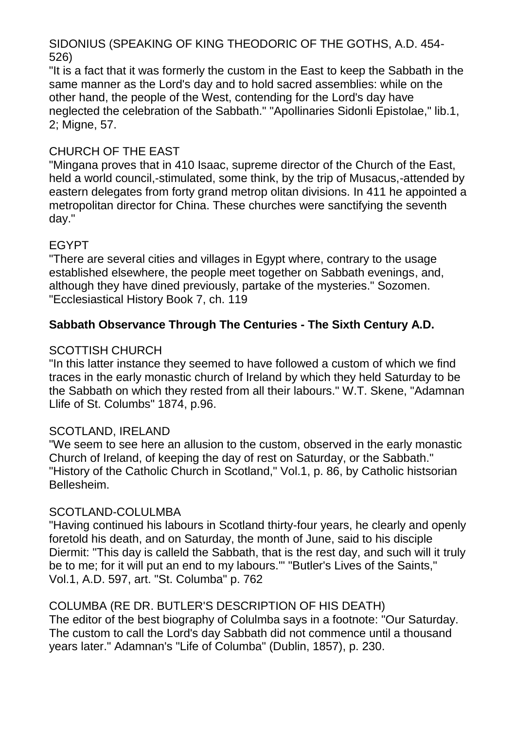SIDONIUS (SPEAKING OF KING THEODORIC OF THE GOTHS, A.D. 454-526)
"It is a fact that it was formerly the custom in the East to keep the Sabbath in the same manner as the Lord's day and to hold sacred assemblies: while on the other hand, the people of the West, contending for the Lord's day have neglected the celebration of the Sabbath." "Apollinaries Sidonli Epistolae," lib.1, 2; Migne, 57.

CHURCH OF THE EAST
"Mingana proves that in 410 Isaac, supreme director of the Church of the East, held a world council,-stimulated, some think, by the trip of Musacus,-attended by eastern delegates from forty grand metrop olitan divisions. In 411 he appointed a metropolitan director for China. These churches were sanctifying the seventh day."

EGYPT
"There are several cities and villages in Egypt where, contrary to the usage established elsewhere, the people meet together on Sabbath evenings, and, although they have dined previously, partake of the mysteries." Sozomen. "Ecclesiastical History Book 7, ch. 119

**Sabbath Observance Through The Centuries - The Sixth Century A.D.**

SCOTTISH CHURCH
"In this latter instance they seemed to have followed a custom of which we find traces in the early monastic church of Ireland by which they held Saturday to be the Sabbath on which they rested from all their labours." W.T. Skene, "Adamnan Llife of St. Columbs" 1874, p.96.

SCOTLAND, IRELAND
"We seem to see here an allusion to the custom, observed in the early monastic Church of Ireland, of keeping the day of rest on Saturday, or the Sabbath." "History of the Catholic Church in Scotland," Vol.1, p. 86, by Catholic histsorian Bellesheim.

SCOTLAND-COLULMBA
"Having continued his labours in Scotland thirty-four years, he clearly and openly foretold his death, and on Saturday, the month of June, said to his disciple Diermit: "This day is calleld the Sabbath, that is the rest day, and such will it truly be to me; for it will put an end to my labours."' "Butler's Lives of the Saints," Vol.1, A.D. 597, art. "St. Columba" p. 762

COLUMBA (RE DR. BUTLER'S DESCRIPTION OF HIS DEATH)
The editor of the best biography of Colulmba says in a footnote: "Our Saturday. The custom to call the Lord's day Sabbath did not commence until a thousand years later." Adamnan's "Life of Columba" (Dublin, 1857), p. 230.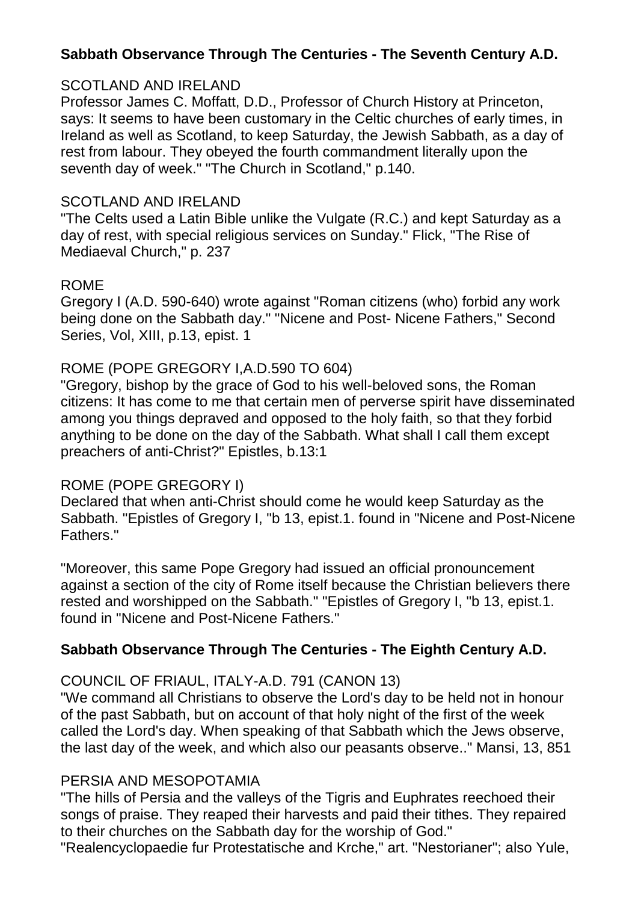## Sabbath Observance Through The Centuries - The Seventh Century A.D.

SCOTLAND AND IRELAND

Professor James C. Moffatt, D.D., Professor of Church History at Princeton, says: It seems to have been customary in the Celtic churches of early times, in Ireland as well as Scotland, to keep Saturday, the Jewish Sabbath, as a day of rest from labour. They obeyed the fourth commandment literally upon the seventh day of week." "The Church in Scotland," p.140.

SCOTLAND AND IRELAND

"The Celts used a Latin Bible unlike the Vulgate (R.C.) and kept Saturday as a day of rest, with special religious services on Sunday." Flick, "The Rise of Mediaeval Church," p. 237

ROME

Gregory I (A.D. 590-640) wrote against "Roman citizens (who) forbid any work being done on the Sabbath day." "Nicene and Post- Nicene Fathers," Second Series, Vol, XIII, p.13, epist. 1

ROME (POPE GREGORY I,A.D.590 TO 604)

"Gregory, bishop by the grace of God to his well-beloved sons, the Roman citizens: It has come to me that certain men of perverse spirit have disseminated among you things depraved and opposed to the holy faith, so that they forbid anything to be done on the day of the Sabbath. What shall I call them except preachers of anti-Christ?" Epistles, b.13:1

ROME (POPE GREGORY I)

Declared that when anti-Christ should come he would keep Saturday as the Sabbath. "Epistles of Gregory I, "b 13, epist.1. found in "Nicene and Post-Nicene Fathers."

"Moreover, this same Pope Gregory had issued an official pronouncement against a section of the city of Rome itself because the Christian believers there rested and worshipped on the Sabbath." "Epistles of Gregory I, "b 13, epist.1. found in "Nicene and Post-Nicene Fathers."

## Sabbath Observance Through The Centuries - The Eighth Century A.D.

COUNCIL OF FRIAUL, ITALY-A.D. 791 (CANON 13)

"We command all Christians to observe the Lord's day to be held not in honour of the past Sabbath, but on account of that holy night of the first of the week called the Lord's day. When speaking of that Sabbath which the Jews observe, the last day of the week, and which also our peasants observe.." Mansi, 13, 851

PERSIA AND MESOPOTAMIA

"The hills of Persia and the valleys of the Tigris and Euphrates reechoed their songs of praise. They reaped their harvests and paid their tithes. They repaired to their churches on the Sabbath day for the worship of God."
"Realencyclopaedie fur Protestatische and Krche," art. "Nestorianer"; also Yule,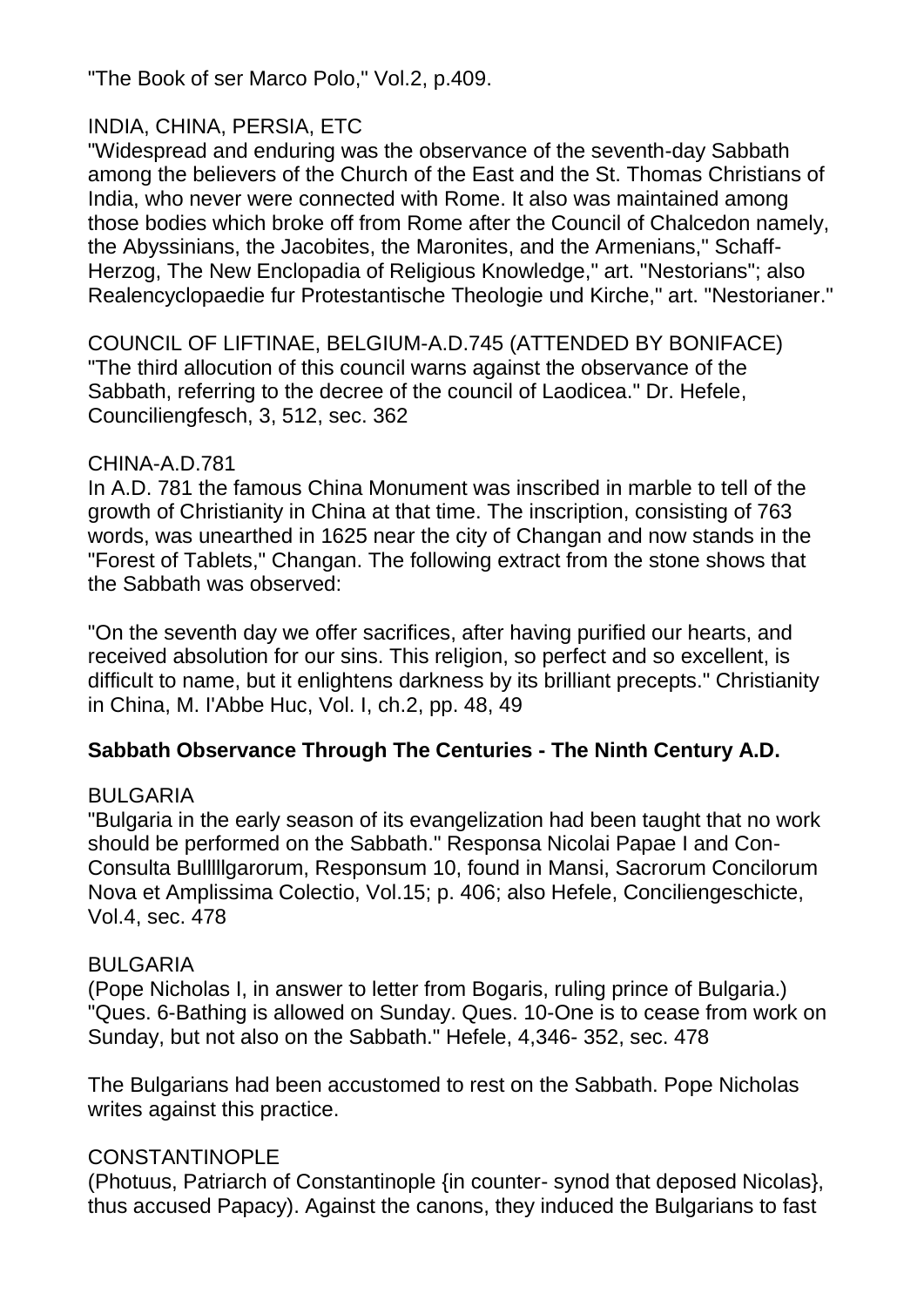"The Book of ser Marco Polo," Vol.2, p.409.

INDIA, CHINA, PERSIA, ETC

"Widespread and enduring was the observance of the seventh-day Sabbath among the believers of the Church of the East and the St. Thomas Christians of India, who never were connected with Rome. It also was maintained among those bodies which broke off from Rome after the Council of Chalcedon namely, the Abyssinians, the Jacobites, the Maronites, and the Armenians," Schaff-Herzog, The New Enclopadia of Religious Knowledge," art. "Nestorians"; also Realencyclopaedie fur Protestantische Theologie und Kirche," art. "Nestorianer."

COUNCIL OF LIFTINAE, BELGIUM-A.D.745 (ATTENDED BY BONIFACE)

"The third allocution of this council warns against the observance of the Sabbath, referring to the decree of the council of Laodicea." Dr. Hefele, Counciliengfesch, 3, 512, sec. 362

CHINA-A.D.781

In A.D. 781 the famous China Monument was inscribed in marble to tell of the growth of Christianity in China at that time. The inscription, consisting of 763 words, was unearthed in 1625 near the city of Changan and now stands in the "Forest of Tablets," Changan. The following extract from the stone shows that the Sabbath was observed:

"On the seventh day we offer sacrifices, after having purified our hearts, and received absolution for our sins. This religion, so perfect and so excellent, is difficult to name, but it enlightens darkness by its brilliant precepts." Christianity in China, M. I'Abbe Huc, Vol. I, ch.2, pp. 48, 49

**Sabbath Observance Through The Centuries - The Ninth Century A.D.**

BULGARIA

"Bulgaria in the early season of its evangelization had been taught that no work should be performed on the Sabbath." Responsa Nicolai Papae I and Con-Consulta Bulllllgarorum, Responsum 10, found in Mansi, Sacrorum Concilorum Nova et Amplissima Colectio, Vol.15; p. 406; also Hefele, Conciliengeschicte, Vol.4, sec. 478

BULGARIA

(Pope Nicholas I, in answer to letter from Bogaris, ruling prince of Bulgaria.) "Ques. 6-Bathing is allowed on Sunday. Ques. 10-One is to cease from work on Sunday, but not also on the Sabbath." Hefele, 4,346- 352, sec. 478

The Bulgarians had been accustomed to rest on the Sabbath. Pope Nicholas writes against this practice.

CONSTANTINOPLE

(Photuus, Patriarch of Constantinople {in counter- synod that deposed Nicolas}, thus accused Papacy). Against the canons, they induced the Bulgarians to fast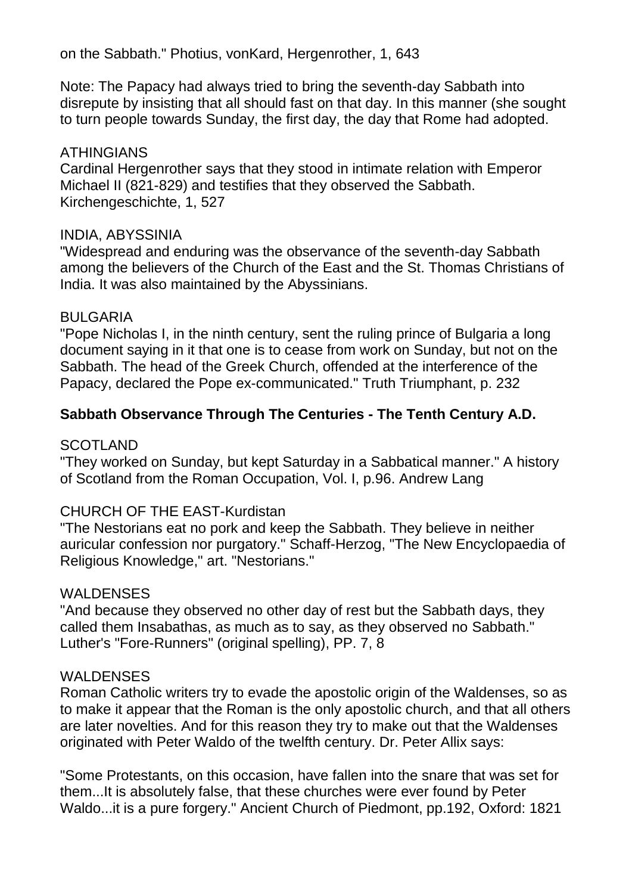on the Sabbath." Photius, vonKard, Hergenrother, 1, 643

Note: The Papacy had always tried to bring the seventh-day Sabbath into disrepute by insisting that all should fast on that day. In this manner (she sought to turn people towards Sunday, the first day, the day that Rome had adopted.

ATHINGIANS
Cardinal Hergenrother says that they stood in intimate relation with Emperor Michael II (821-829) and testifies that they observed the Sabbath. Kirchengeschichte, 1, 527

INDIA, ABYSSINIA
"Widespread and enduring was the observance of the seventh-day Sabbath among the believers of the Church of the East and the St. Thomas Christians of India. It was also maintained by the Abyssinians.

BULGARIA
"Pope Nicholas I, in the ninth century, sent the ruling prince of Bulgaria a long document saying in it that one is to cease from work on Sunday, but not on the Sabbath. The head of the Greek Church, offended at the interference of the Papacy, declared the Pope ex-communicated." Truth Triumphant, p. 232

**Sabbath Observance Through The Centuries - The Tenth Century A.D.**

SCOTLAND
"They worked on Sunday, but kept Saturday in a Sabbatical manner." A history of Scotland from the Roman Occupation, Vol. I, p.96. Andrew Lang

CHURCH OF THE EAST-Kurdistan
"The Nestorians eat no pork and keep the Sabbath. They believe in neither auricular confession nor purgatory." Schaff-Herzog, "The New Encyclopaedia of Religious Knowledge," art. "Nestorians."

WALDENSES
"And because they observed no other day of rest but the Sabbath days, they called them Insabathas, as much as to say, as they observed no Sabbath." Luther's "Fore-Runners" (original spelling), PP. 7, 8

WALDENSES
Roman Catholic writers try to evade the apostolic origin of the Waldenses, so as to make it appear that the Roman is the only apostolic church, and that all others are later novelties. And for this reason they try to make out that the Waldenses originated with Peter Waldo of the twelfth century. Dr. Peter Allix says:

"Some Protestants, on this occasion, have fallen into the snare that was set for them...It is absolutely false, that these churches were ever found by Peter Waldo...it is a pure forgery." Ancient Church of Piedmont, pp.192, Oxford: 1821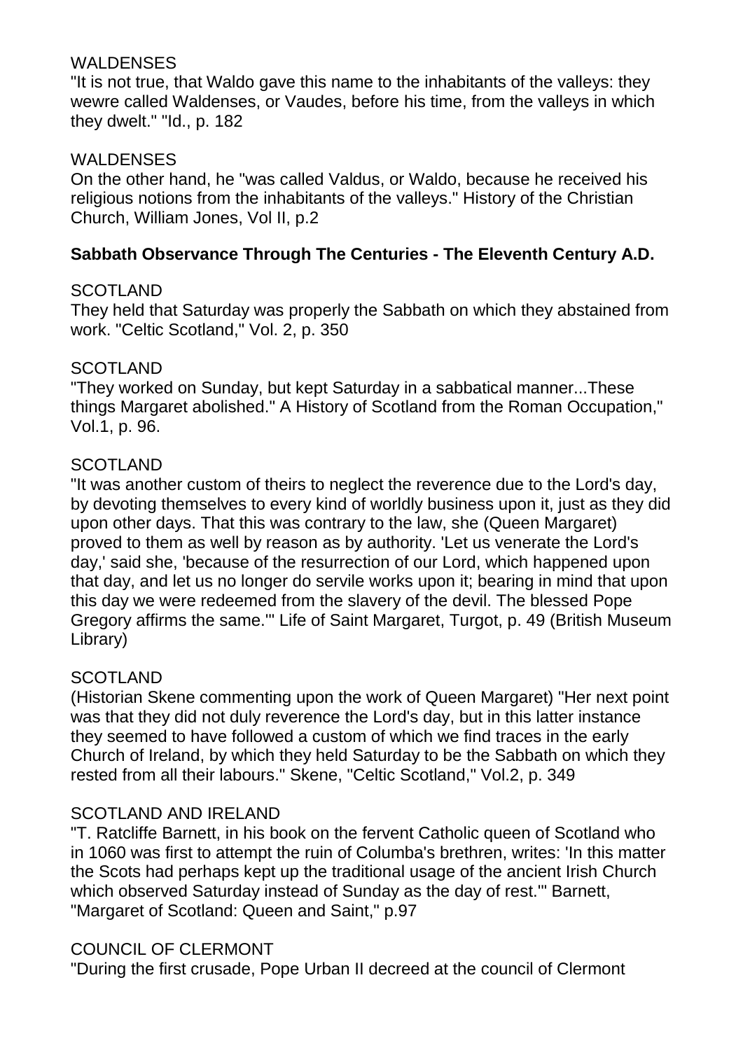WALDENSES
"It is not true, that Waldo gave this name to the inhabitants of the valleys: they wewre called Waldenses, or Vaudes, before his time, from the valleys in which they dwelt." "Id., p. 182

WALDENSES
On the other hand, he "was called Valdus, or Waldo, because he received his religious notions from the inhabitants of the valleys." History of the Christian Church, William Jones, Vol II, p.2

**Sabbath Observance Through The Centuries - The Eleventh Century A.D.**

SCOTLAND
They held that Saturday was properly the Sabbath on which they abstained from work. "Celtic Scotland," Vol. 2, p. 350

SCOTLAND
"They worked on Sunday, but kept Saturday in a sabbatical manner...These things Margaret abolished." A History of Scotland from the Roman Occupation," Vol.1, p. 96.

SCOTLAND
"It was another custom of theirs to neglect the reverence due to the Lord's day, by devoting themselves to every kind of worldly business upon it, just as they did upon other days. That this was contrary to the law, she (Queen Margaret) proved to them as well by reason as by authority. 'Let us venerate the Lord's day,' said she, 'because of the resurrection of our Lord, which happened upon that day, and let us no longer do servile works upon it; bearing in mind that upon this day we were redeemed from the slavery of the devil. The blessed Pope Gregory affirms the same.'" Life of Saint Margaret, Turgot, p. 49 (British Museum Library)

SCOTLAND
(Historian Skene commenting upon the work of Queen Margaret) "Her next point was that they did not duly reverence the Lord's day, but in this latter instance they seemed to have followed a custom of which we find traces in the early Church of Ireland, by which they held Saturday to be the Sabbath on which they rested from all their labours." Skene, "Celtic Scotland," Vol.2, p. 349

SCOTLAND AND IRELAND
"T. Ratcliffe Barnett, in his book on the fervent Catholic queen of Scotland who in 1060 was first to attempt the ruin of Columba's brethren, writes: 'In this matter the Scots had perhaps kept up the traditional usage of the ancient Irish Church which observed Saturday instead of Sunday as the day of rest.'" Barnett, "Margaret of Scotland: Queen and Saint," p.97

COUNCIL OF CLERMONT
"During the first crusade, Pope Urban II decreed at the council of Clermont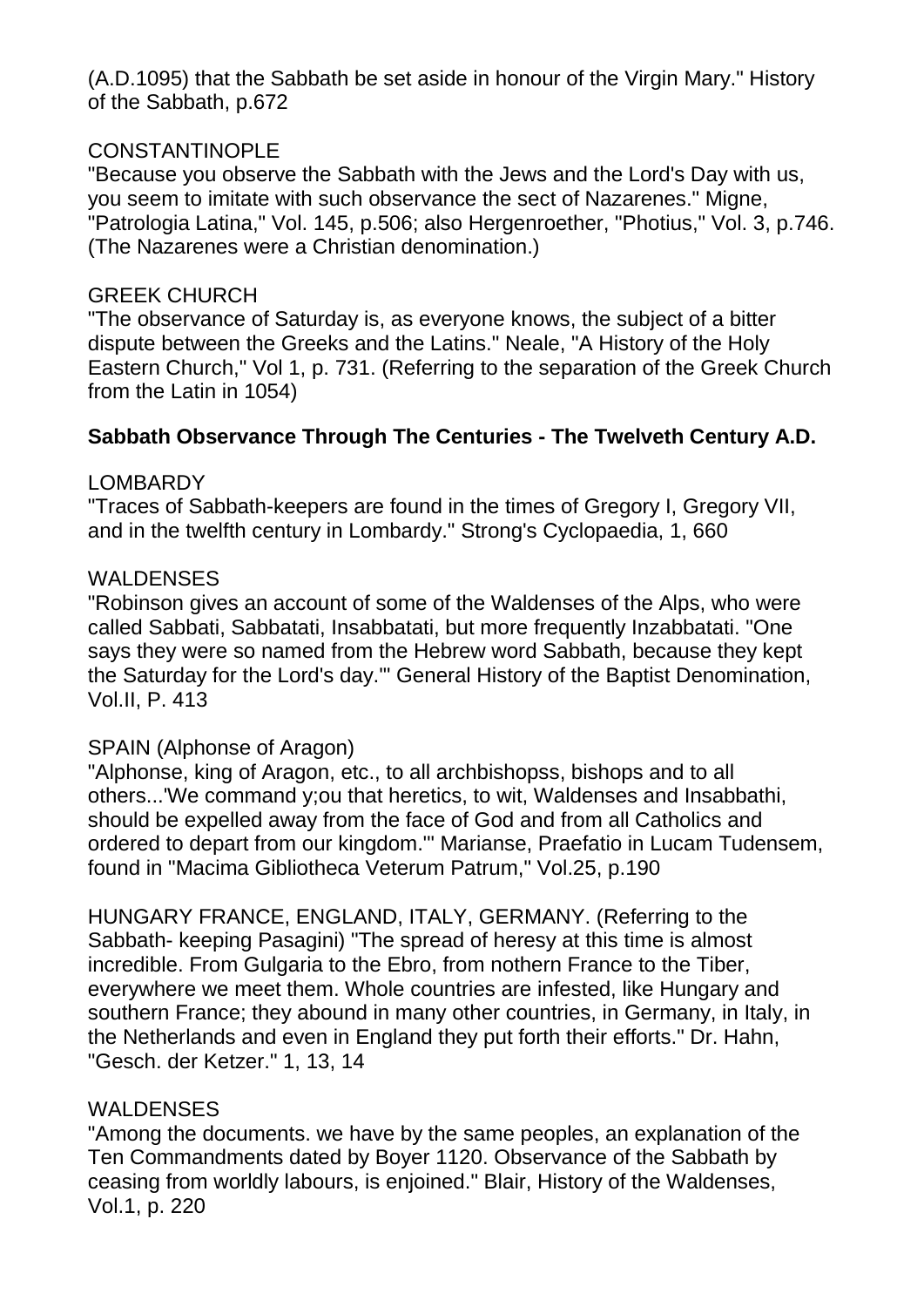(A.D.1095) that the Sabbath be set aside in honour of the Virgin Mary." History of the Sabbath, p.672

CONSTANTINOPLE
"Because you observe the Sabbath with the Jews and the Lord's Day with us, you seem to imitate with such observance the sect of Nazarenes." Migne, "Patrologia Latina," Vol. 145, p.506; also Hergenroether, "Photius," Vol. 3, p.746. (The Nazarenes were a Christian denomination.)

GREEK CHURCH
"The observance of Saturday is, as everyone knows, the subject of a bitter dispute between the Greeks and the Latins." Neale, "A History of the Holy Eastern Church," Vol 1, p. 731. (Referring to the separation of the Greek Church from the Latin in 1054)

**Sabbath Observance Through The Centuries - The Twelveth Century A.D.**

LOMBARDY
"Traces of Sabbath-keepers are found in the times of Gregory I, Gregory VII, and in the twelfth century in Lombardy." Strong's Cyclopaedia, 1, 660

WALDENSES
"Robinson gives an account of some of the Waldenses of the Alps, who were called Sabbati, Sabbatati, Insabbatati, but more frequently Inzabbatati. "One says they were so named from the Hebrew word Sabbath, because they kept the Saturday for the Lord's day.'" General History of the Baptist Denomination, Vol.II, P. 413

SPAIN (Alphonse of Aragon)
"Alphonse, king of Aragon, etc., to all archbishopss, bishops and to all others...'We command y;ou that heretics, to wit, Waldenses and Insabbathi, should be expelled away from the face of God and from all Catholics and ordered to depart from our kingdom.'" Marianse, Praefatio in Lucam Tudensem, found in "Macima Gibliotheca Veterum Patrum," Vol.25, p.190

HUNGARY FRANCE, ENGLAND, ITALY, GERMANY. (Referring to the Sabbath- keeping Pasagini) "The spread of heresy at this time is almost incredible. From Gulgaria to the Ebro, from nothern France to the Tiber, everywhere we meet them. Whole countries are infested, like Hungary and southern France; they abound in many other countries, in Germany, in Italy, in the Netherlands and even in England they put forth their efforts." Dr. Hahn, "Gesch. der Ketzer." 1, 13, 14

WALDENSES
"Among the documents. we have by the same peoples, an explanation of the Ten Commandments dated by Boyer 1120. Observance of the Sabbath by ceasing from worldly labours, is enjoined." Blair, History of the Waldenses, Vol.1, p. 220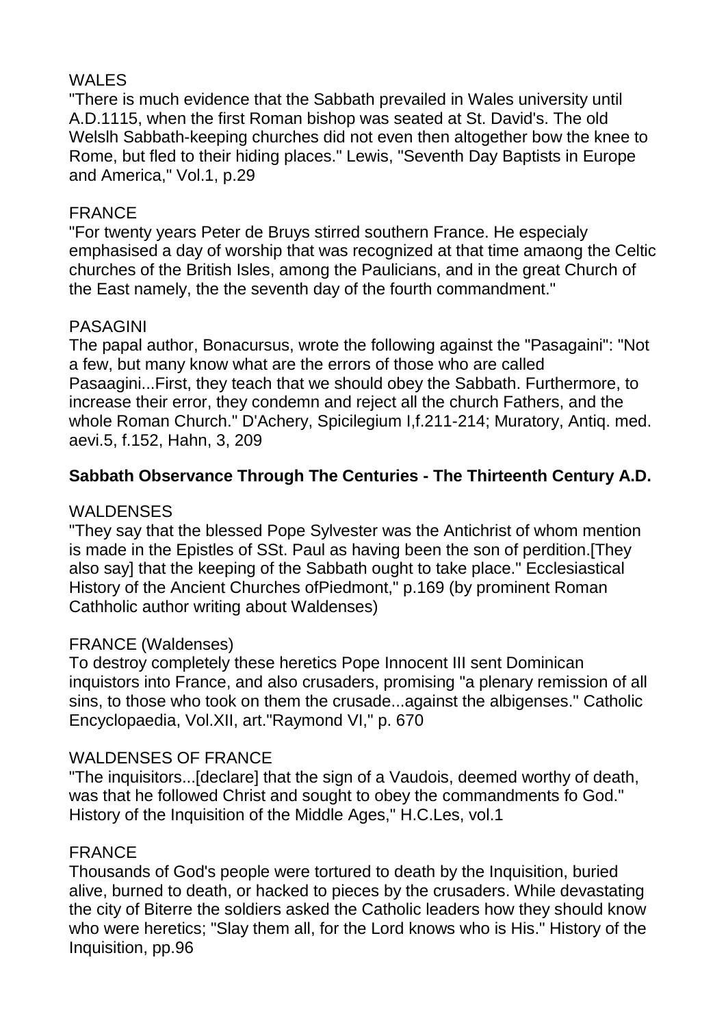WALES
"There is much evidence that the Sabbath prevailed in Wales university until A.D.1115, when the first Roman bishop was seated at St. David's. The old Welslh Sabbath-keeping churches did not even then altogether bow the knee to Rome, but fled to their hiding places." Lewis, "Seventh Day Baptists in Europe and America," Vol.1, p.29

FRANCE
"For twenty years Peter de Bruys stirred southern France. He especialy emphasised a day of worship that was recognized at that time amaong the Celtic churches of the British Isles, among the Paulicians, and in the great Church of the East namely, the the seventh day of the fourth commandment."

PASAGINI
The papal author, Bonacursus, wrote the following against the "Pasagaini": "Not a few, but many know what are the errors of those who are called Pasaagini...First, they teach that we should obey the Sabbath. Furthermore, to increase their error, they condemn and reject all the church Fathers, and the whole Roman Church." D'Achery, Spicilegium I,f.211-214; Muratory, Antiq. med. aevi.5, f.152, Hahn, 3, 209

**Sabbath Observance Through The Centuries - The Thirteenth Century A.D.**

WALDENSES
"They say that the blessed Pope Sylvester was the Antichrist of whom mention is made in the Epistles of SSt. Paul as having been the son of perdition.[They also say] that the keeping of the Sabbath ought to take place." Ecclesiastical History of the Ancient Churches ofPiedmont," p.169 (by prominent Roman Cathholic author writing about Waldenses)

FRANCE (Waldenses)
To destroy completely these heretics Pope Innocent III sent Dominican inquistors into France, and also crusaders, promising "a plenary remission of all sins, to those who took on them the crusade...against the albigenses." Catholic Encyclopaedia, Vol.XII, art."Raymond VI," p. 670

WALDENSES OF FRANCE
"The inquisitors...[declare] that the sign of a Vaudois, deemed worthy of death, was that he followed Christ and sought to obey the commandments fo God." History of the Inquisition of the Middle Ages," H.C.Les, vol.1

FRANCE
Thousands of God's people were tortured to death by the Inquisition, buried alive, burned to death, or hacked to pieces by the crusaders. While devastating the city of Biterre the soldiers asked the Catholic leaders how they should know who were heretics; "Slay them all, for the Lord knows who is His." History of the Inquisition, pp.96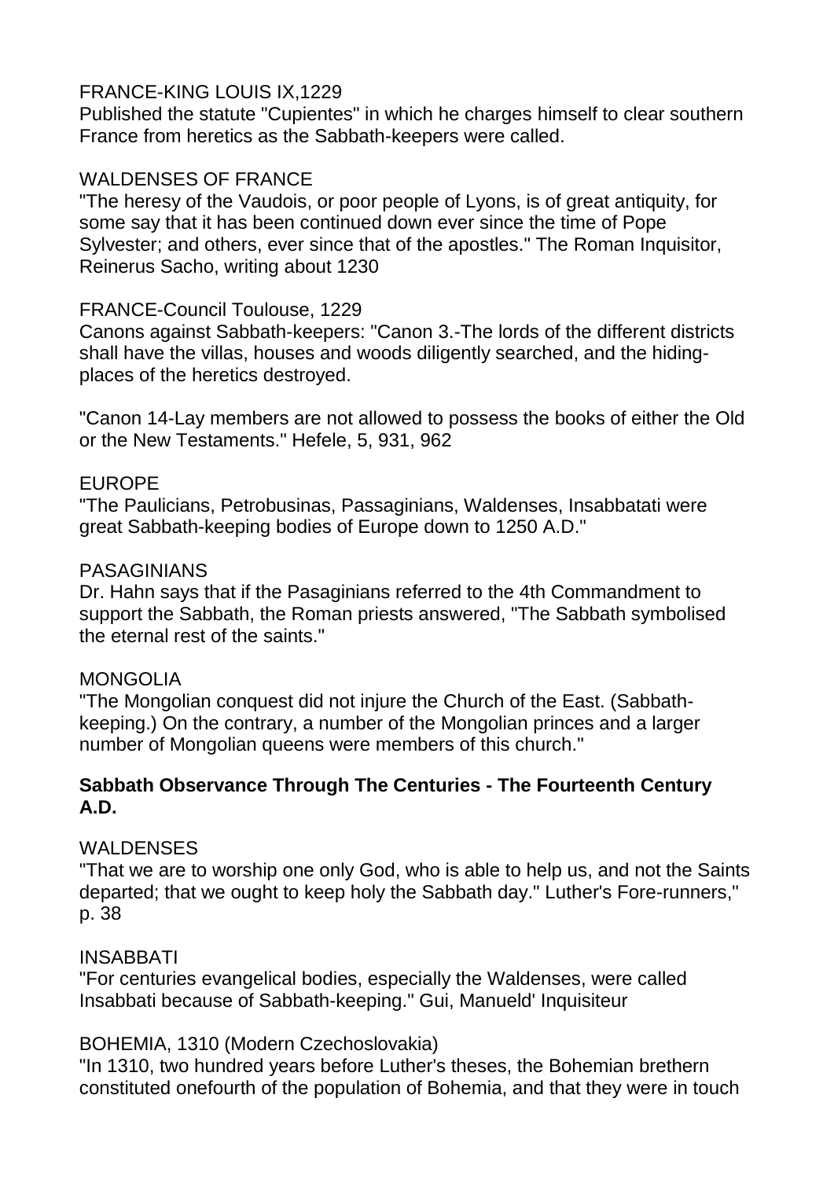FRANCE-KING LOUIS IX,1229

Published the statute "Cupientes" in which he charges himself to clear southern France from heretics as the Sabbath-keepers were called.

WALDENSES OF FRANCE

"The heresy of the Vaudois, or poor people of Lyons, is of great antiquity, for some say that it has been continued down ever since the time of Pope Sylvester; and others, ever since that of the apostles." The Roman Inquisitor, Reinerus Sacho, writing about 1230

FRANCE-Council Toulouse, 1229

Canons against Sabbath-keepers: "Canon 3.-The lords of the different districts shall have the villas, houses and woods diligently searched, and the hiding-places of the heretics destroyed.

"Canon 14-Lay members are not allowed to possess the books of either the Old or the New Testaments." Hefele, 5, 931, 962

EUROPE

"The Paulicians, Petrobusinas, Passaginians, Waldenses, Insabbatati were great Sabbath-keeping bodies of Europe down to 1250 A.D."

PASAGINIANS

Dr. Hahn says that if the Pasaginians referred to the 4th Commandment to support the Sabbath, the Roman priests answered, "The Sabbath symbolised the eternal rest of the saints."

MONGOLIA

"The Mongolian conquest did not injure the Church of the East. (Sabbath-keeping.) On the contrary, a number of the Mongolian princes and a larger number of Mongolian queens were members of this church."

**Sabbath Observance Through The Centuries - The Fourteenth Century A.D.**

WALDENSES

"That we are to worship one only God, who is able to help us, and not the Saints departed; that we ought to keep holy the Sabbath day." Luther's Fore-runners," p. 38

INSABBATI

"For centuries evangelical bodies, especially the Waldenses, were called Insabbati because of Sabbath-keeping." Gui, Manueld' Inquisiteur

BOHEMIA, 1310 (Modern Czechoslovakia)

"In 1310, two hundred years before Luther's theses, the Bohemian brethern constituted onefourth of the population of Bohemia, and that they were in touch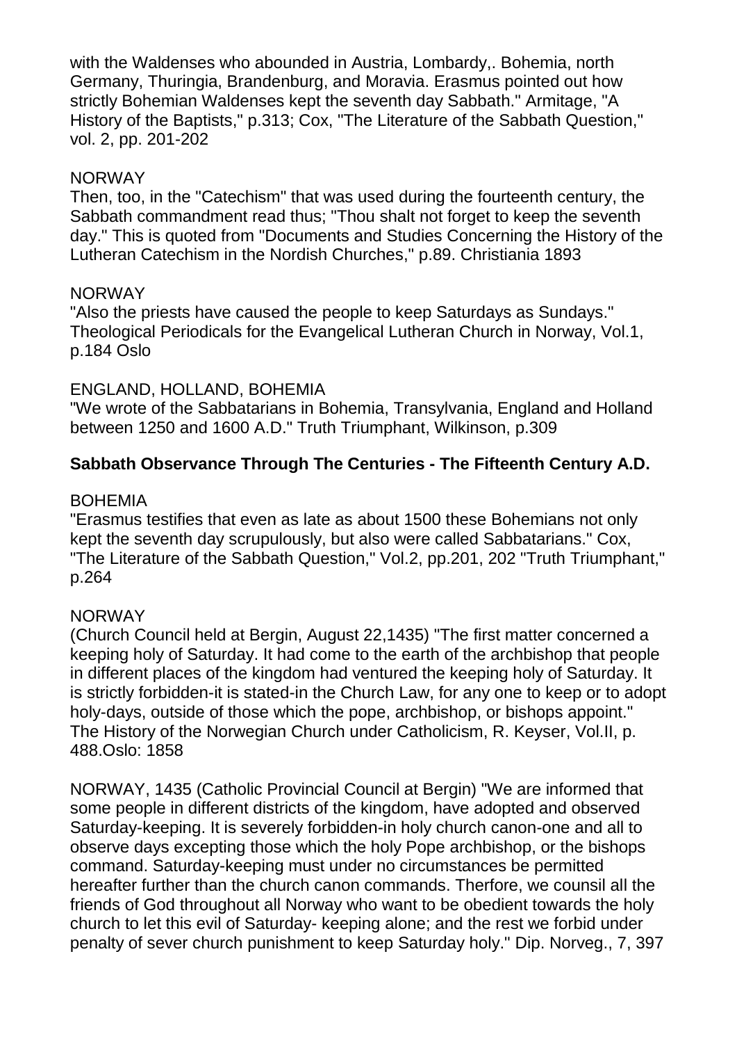with the Waldenses who abounded in Austria, Lombardy,. Bohemia, north Germany, Thuringia, Brandenburg, and Moravia. Erasmus pointed out how strictly Bohemian Waldenses kept the seventh day Sabbath." Armitage, "A History of the Baptists," p.313; Cox, "The Literature of the Sabbath Question," vol. 2, pp. 201-202

NORWAY
Then, too, in the "Catechism" that was used during the fourteenth century, the Sabbath commandment read thus; "Thou shalt not forget to keep the seventh day." This is quoted from "Documents and Studies Concerning the History of the Lutheran Catechism in the Nordish Churches," p.89. Christiania 1893

NORWAY
"Also the priests have caused the people to keep Saturdays as Sundays." Theological Periodicals for the Evangelical Lutheran Church in Norway, Vol.1, p.184 Oslo

ENGLAND, HOLLAND, BOHEMIA
"We wrote of the Sabbatarians in Bohemia, Transylvania, England and Holland between 1250 and 1600 A.D." Truth Triumphant, Wilkinson, p.309

**Sabbath Observance Through The Centuries - The Fifteenth Century A.D.**

BOHEMIA
"Erasmus testifies that even as late as about 1500 these Bohemians not only kept the seventh day scrupulously, but also were called Sabbatarians." Cox, "The Literature of the Sabbath Question," Vol.2, pp.201, 202 "Truth Triumphant," p.264

NORWAY
(Church Council held at Bergin, August 22,1435) "The first matter concerned a keeping holy of Saturday. It had come to the earth of the archbishop that people in different places of the kingdom had ventured the keeping holy of Saturday. It is strictly forbidden-it is stated-in the Church Law, for any one to keep or to adopt holy-days, outside of those which the pope, archbishop, or bishops appoint." The History of the Norwegian Church under Catholicism, R. Keyser, Vol.II, p. 488.Oslo: 1858

NORWAY, 1435 (Catholic Provincial Council at Bergin) "We are informed that some people in different districts of the kingdom, have adopted and observed Saturday-keeping. It is severely forbidden-in holy church canon-one and all to observe days excepting those which the holy Pope archbishop, or the bishops command. Saturday-keeping must under no circumstances be permitted hereafter further than the church canon commands. Therfore, we counsil all the friends of God throughout all Norway who want to be obedient towards the holy church to let this evil of Saturday- keeping alone; and the rest we forbid under penalty of sever church punishment to keep Saturday holy." Dip. Norveg., 7, 397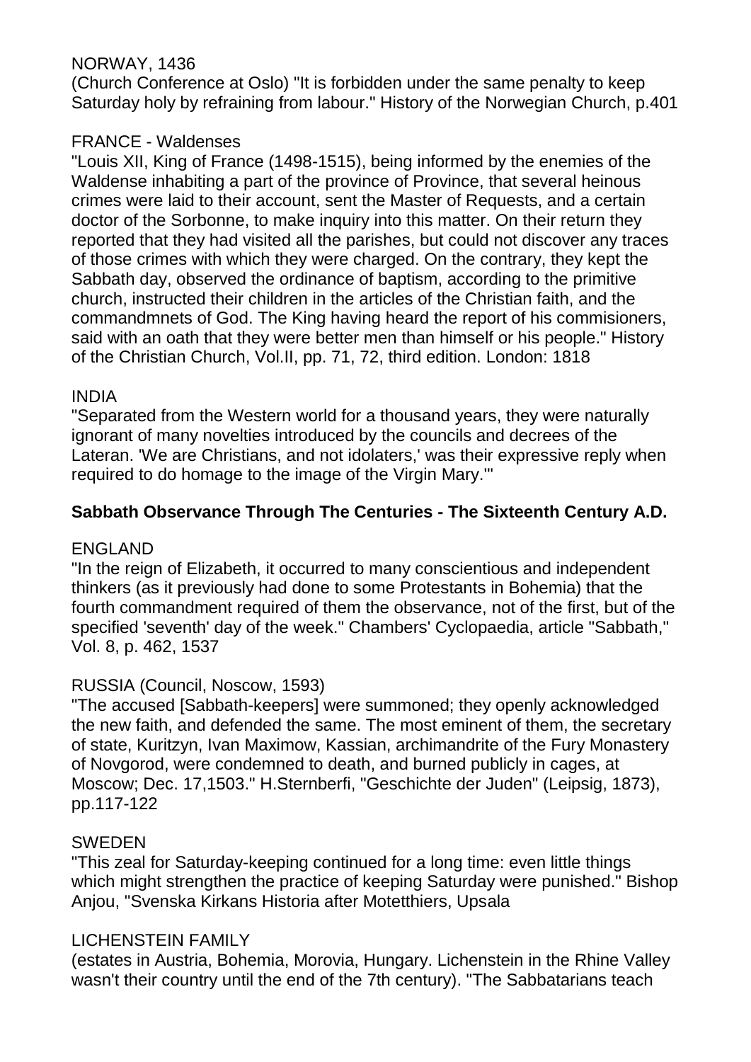NORWAY, 1436
(Church Conference at Oslo) "It is forbidden under the same penalty to keep Saturday holy by refraining from labour." History of the Norwegian Church, p.401

FRANCE - Waldenses
"Louis XII, King of France (1498-1515), being informed by the enemies of the Waldense inhabiting a part of the province of Province, that several heinous crimes were laid to their account, sent the Master of Requests, and a certain doctor of the Sorbonne, to make inquiry into this matter. On their return they reported that they had visited all the parishes, but could not discover any traces of those crimes with which they were charged. On the contrary, they kept the Sabbath day, observed the ordinance of baptism, according to the primitive church, instructed their children in the articles of the Christian faith, and the commandmnets of God. The King having heard the report of his commisioners, said with an oath that they were better men than himself or his people." History of the Christian Church, Vol.II, pp. 71, 72, third edition. London: 1818

INDIA
"Separated from the Western world for a thousand years, they were naturally ignorant of many novelties introduced by the councils and decrees of the Lateran. 'We are Christians, and not idolaters,' was their expressive reply when required to do homage to the image of the Virgin Mary.'"

**Sabbath Observance Through The Centuries - The Sixteenth Century A.D.**

ENGLAND
"In the reign of Elizabeth, it occurred to many conscientious and independent thinkers (as it previously had done to some Protestants in Bohemia) that the fourth commandment required of them the observance, not of the first, but of the specified 'seventh' day of the week." Chambers' Cyclopaedia, article "Sabbath," Vol. 8, p. 462, 1537

RUSSIA (Council, Noscow, 1593)
"The accused [Sabbath-keepers] were summoned; they openly acknowledged the new faith, and defended the same. The most eminent of them, the secretary of state, Kuritzyn, Ivan Maximow, Kassian, archimandrite of the Fury Monastery of Novgorod, were condemned to death, and burned publicly in cages, at Moscow; Dec. 17,1503." H.Sternberfi, "Geschichte der Juden" (Leipsig, 1873), pp.117-122

SWEDEN
"This zeal for Saturday-keeping continued for a long time: even little things which might strengthen the practice of keeping Saturday were punished." Bishop Anjou, "Svenska Kirkans Historia after Motetthiers, Upsala

LICHENSTEIN FAMILY
(estates in Austria, Bohemia, Morovia, Hungary. Lichenstein in the Rhine Valley wasn't their country until the end of the 7th century). "The Sabbatarians teach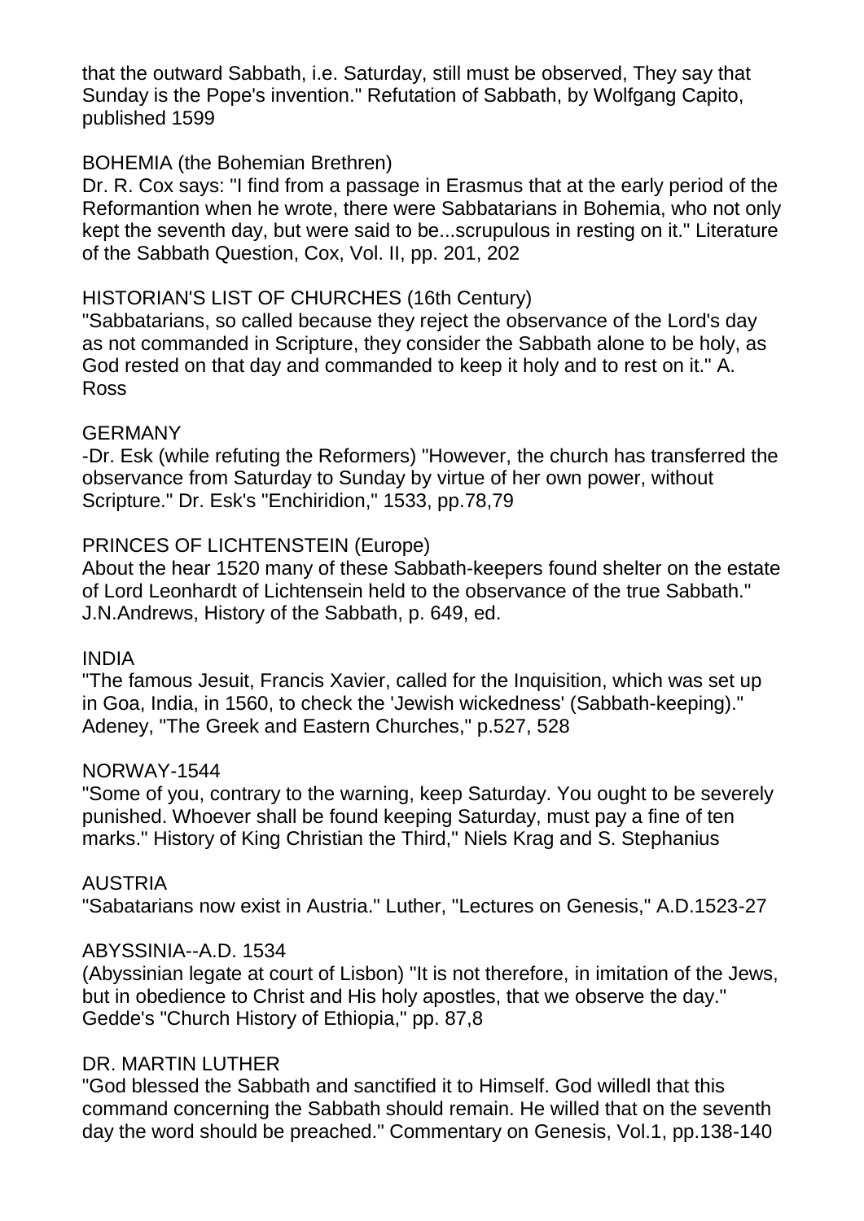that the outward Sabbath, i.e. Saturday, still must be observed, They say that Sunday is the Pope's invention." Refutation of Sabbath, by Wolfgang Capito, published 1599

BOHEMIA (the Bohemian Brethren)
Dr. R. Cox says: "I find from a passage in Erasmus that at the early period of the Reformantion when he wrote, there were Sabbatarians in Bohemia, who not only kept the seventh day, but were said to be...scrupulous in resting on it." Literature of the Sabbath Question, Cox, Vol. II, pp. 201, 202

HISTORIAN'S LIST OF CHURCHES (16th Century)
"Sabbatarians, so called because they reject the observance of the Lord's day as not commanded in Scripture, they consider the Sabbath alone to be holy, as God rested on that day and commanded to keep it holy and to rest on it." A. Ross

GERMANY
-Dr. Esk (while refuting the Reformers) "However, the church has transferred the observance from Saturday to Sunday by virtue of her own power, without Scripture." Dr. Esk's "Enchiridion," 1533, pp.78,79

PRINCES OF LICHTENSTEIN (Europe)
About the hear 1520 many of these Sabbath-keepers found shelter on the estate of Lord Leonhardt of Lichtensein held to the observance of the true Sabbath." J.N.Andrews, History of the Sabbath, p. 649, ed.

INDIA
"The famous Jesuit, Francis Xavier, called for the Inquisition, which was set up in Goa, India, in 1560, to check the 'Jewish wickedness' (Sabbath-keeping)." Adeney, "The Greek and Eastern Churches," p.527, 528

NORWAY-1544
"Some of you, contrary to the warning, keep Saturday. You ought to be severely punished. Whoever shall be found keeping Saturday, must pay a fine of ten marks." History of King Christian the Third," Niels Krag and S. Stephanius

AUSTRIA
"Sabatarians now exist in Austria." Luther, "Lectures on Genesis," A.D.1523-27

ABYSSINIA--A.D. 1534
(Abyssinian legate at court of Lisbon) "It is not therefore, in imitation of the Jews, but in obedience to Christ and His holy apostles, that we observe the day." Gedde's "Church History of Ethiopia," pp. 87,8

DR. MARTIN LUTHER
"God blessed the Sabbath and sanctified it to Himself. God willedl that this command concerning the Sabbath should remain. He willed that on the seventh day the word should be preached." Commentary on Genesis, Vol.1, pp.138-140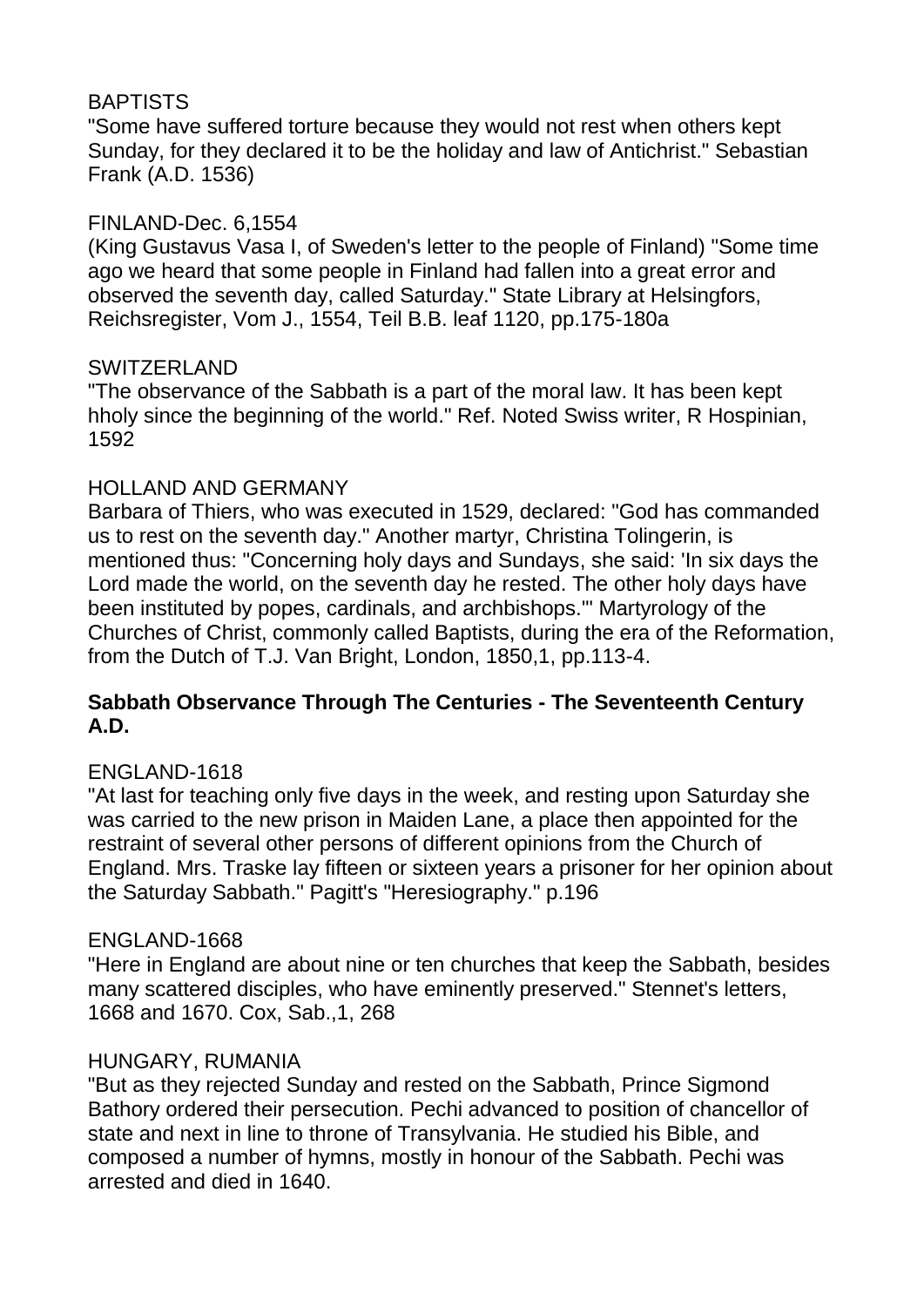BAPTISTS
"Some have suffered torture because they would not rest when others kept Sunday, for they declared it to be the holiday and law of Antichrist." Sebastian Frank (A.D. 1536)

FINLAND-Dec. 6,1554
(King Gustavus Vasa I, of Sweden's letter to the people of Finland) "Some time ago we heard that some people in Finland had fallen into a great error and observed the seventh day, called Saturday." State Library at Helsingfors, Reichsregister, Vom J., 1554, Teil B.B. leaf 1120, pp.175-180a

SWITZERLAND
"The observance of the Sabbath is a part of the moral law. It has been kept hholy since the beginning of the world." Ref. Noted Swiss writer, R Hospinian, 1592

HOLLAND AND GERMANY
Barbara of Thiers, who was executed in 1529, declared: "God has commanded us to rest on the seventh day." Another martyr, Christina Tolingerin, is mentioned thus: "Concerning holy days and Sundays, she said: 'In six days the Lord made the world, on the seventh day he rested. The other holy days have been instituted by popes, cardinals, and archbishops.'" Martyrology of the Churches of Christ, commonly called Baptists, during the era of the Reformation, from the Dutch of T.J. Van Bright, London, 1850,1, pp.113-4.

**Sabbath Observance Through The Centuries - The Seventeenth Century A.D.**

ENGLAND-1618
"At last for teaching only five days in the week, and resting upon Saturday she was carried to the new prison in Maiden Lane, a place then appointed for the restraint of several other persons of different opinions from the Church of England. Mrs. Traske lay fifteen or sixteen years a prisoner for her opinion about the Saturday Sabbath." Pagitt's "Heresiography." p.196

ENGLAND-1668
"Here in England are about nine or ten churches that keep the Sabbath, besides many scattered disciples, who have eminently preserved." Stennet's letters, 1668 and 1670. Cox, Sab.,1, 268

HUNGARY, RUMANIA
"But as they rejected Sunday and rested on the Sabbath, Prince Sigmond Bathory ordered their persecution. Pechi advanced to position of chancellor of state and next in line to throne of Transylvania. He studied his Bible, and composed a number of hymns, mostly in honour of the Sabbath. Pechi was arrested and died in 1640.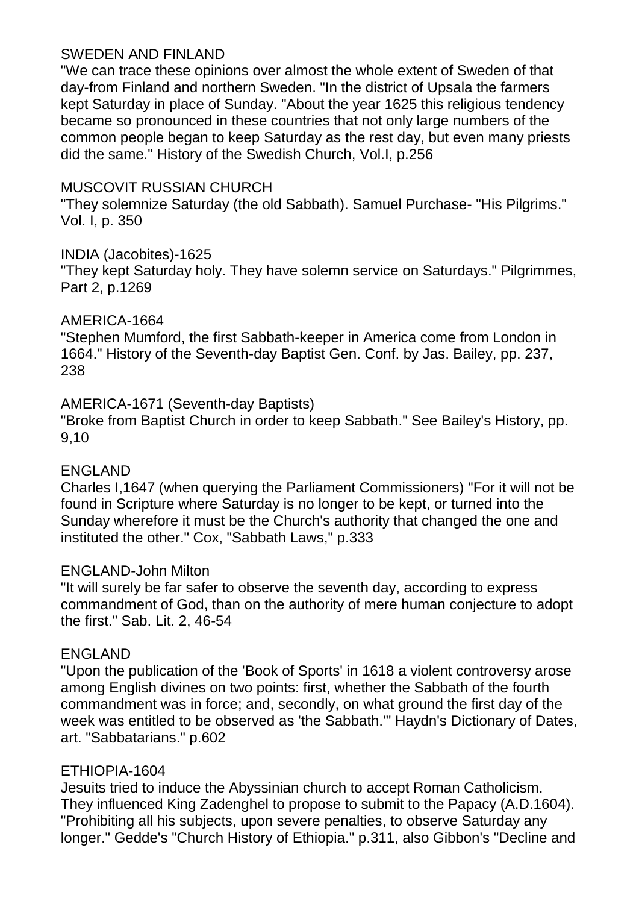SWEDEN AND FINLAND

"We can trace these opinions over almost the whole extent of Sweden of that day-from Finland and northern Sweden. "In the district of Upsala the farmers kept Saturday in place of Sunday. "About the year 1625 this religious tendency became so pronounced in these countries that not only large numbers of the common people began to keep Saturday as the rest day, but even many priests did the same." History of the Swedish Church, Vol.I, p.256

MUSCOVIT RUSSIAN CHURCH

"They solemnize Saturday (the old Sabbath). Samuel Purchase- "His Pilgrims." Vol. I, p. 350

INDIA (Jacobites)-1625

"They kept Saturday holy. They have solemn service on Saturdays." Pilgrimmes, Part 2, p.1269

AMERICA-1664

"Stephen Mumford, the first Sabbath-keeper in America come from London in 1664." History of the Seventh-day Baptist Gen. Conf. by Jas. Bailey, pp. 237, 238

AMERICA-1671 (Seventh-day Baptists)

"Broke from Baptist Church in order to keep Sabbath." See Bailey's History, pp. 9,10

ENGLAND

Charles I,1647 (when querying the Parliament Commissioners) "For it will not be found in Scripture where Saturday is no longer to be kept, or turned into the Sunday wherefore it must be the Church's authority that changed the one and instituted the other." Cox, "Sabbath Laws," p.333

ENGLAND-John Milton

"It will surely be far safer to observe the seventh day, according to express commandment of God, than on the authority of mere human conjecture to adopt the first." Sab. Lit. 2, 46-54

ENGLAND

"Upon the publication of the 'Book of Sports' in 1618 a violent controversy arose among English divines on two points: first, whether the Sabbath of the fourth commandment was in force; and, secondly, on what ground the first day of the week was entitled to be observed as 'the Sabbath.'" Haydn's Dictionary of Dates, art. "Sabbatarians." p.602

ETHIOPIA-1604

Jesuits tried to induce the Abyssinian church to accept Roman Catholicism. They influenced King Zadenghel to propose to submit to the Papacy (A.D.1604). "Prohibiting all his subjects, upon severe penalties, to observe Saturday any longer." Gedde's "Church History of Ethiopia." p.311, also Gibbon's "Decline and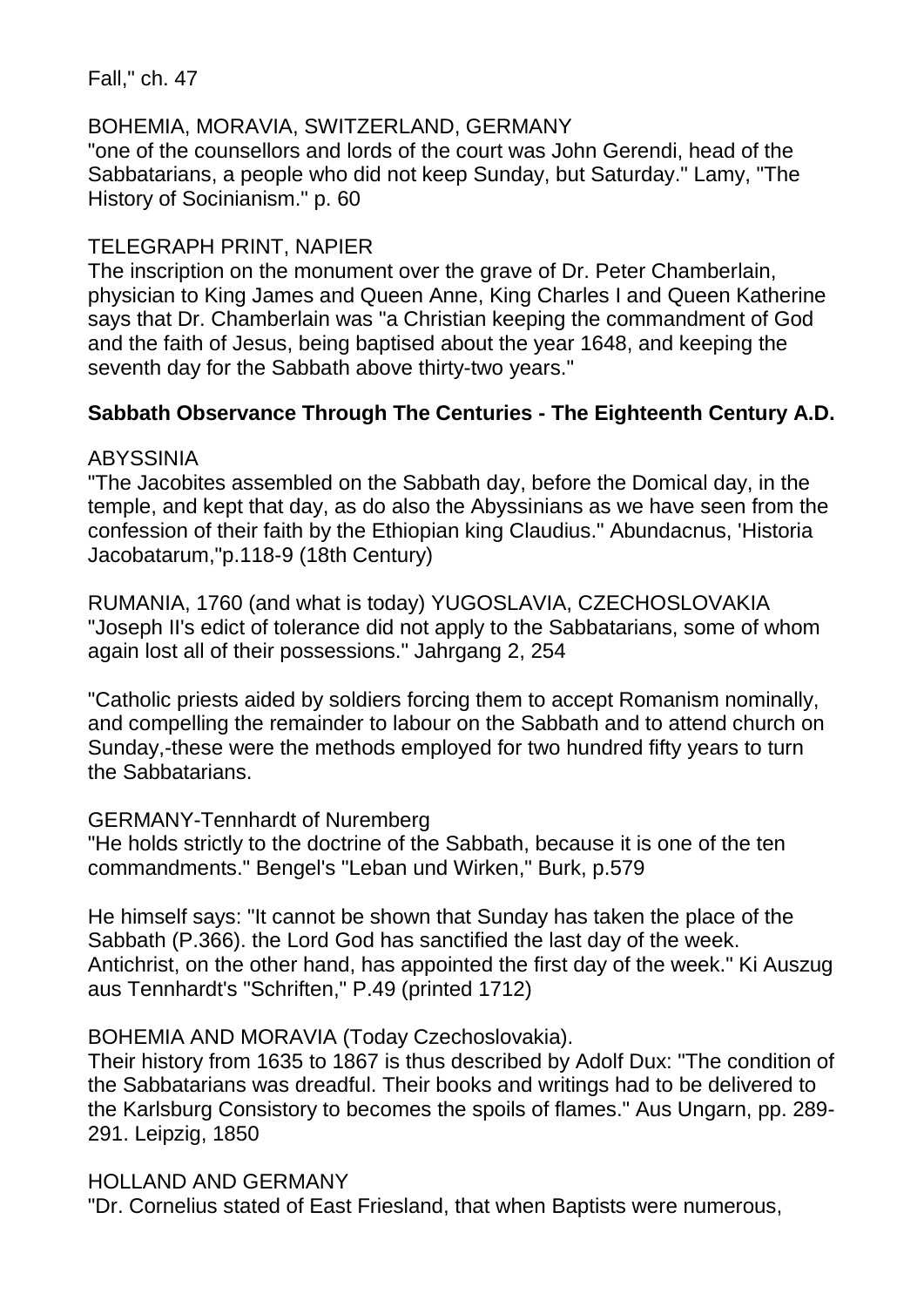Fall," ch. 47

BOHEMIA, MORAVIA, SWITZERLAND, GERMANY
"one of the counsellors and lords of the court was John Gerendi, head of the Sabbatarians, a people who did not keep Sunday, but Saturday." Lamy, "The History of Socinianism." p. 60

TELEGRAPH PRINT, NAPIER
The inscription on the monument over the grave of Dr. Peter Chamberlain, physician to King James and Queen Anne, King Charles I and Queen Katherine says that Dr. Chamberlain was "a Christian keeping the commandment of God and the faith of Jesus, being baptised about the year 1648, and keeping the seventh day for the Sabbath above thirty-two years."

**Sabbath Observance Through The Centuries - The Eighteenth Century A.D.**

ABYSSINIA
"The Jacobites assembled on the Sabbath day, before the Domical day, in the temple, and kept that day, as do also the Abyssinians as we have seen from the confession of their faith by the Ethiopian king Claudius." Abundacnus, 'Historia Jacobatarum,"p.118-9 (18th Century)

RUMANIA, 1760 (and what is today) YUGOSLAVIA, CZECHOSLOVAKIA
"Joseph II's edict of tolerance did not apply to the Sabbatarians, some of whom again lost all of their possessions." Jahrgang 2, 254

"Catholic priests aided by soldiers forcing them to accept Romanism nominally, and compelling the remainder to labour on the Sabbath and to attend church on Sunday,-these were the methods employed for two hundred fifty years to turn the Sabbatarians.

GERMANY-Tennhardt of Nuremberg
"He holds strictly to the doctrine of the Sabbath, because it is one of the ten commandments." Bengel's "Leban und Wirken," Burk, p.579

He himself says: "It cannot be shown that Sunday has taken the place of the Sabbath (P.366). the Lord God has sanctified the last day of the week. Antichrist, on the other hand, has appointed the first day of the week." Ki Auszug aus Tennhardt's "Schriften," P.49 (printed 1712)

BOHEMIA AND MORAVIA (Today Czechoslovakia).
Their history from 1635 to 1867 is thus described by Adolf Dux: "The condition of the Sabbatarians was dreadful. Their books and writings had to be delivered to the Karlsburg Consistory to becomes the spoils of flames." Aus Ungarn, pp. 289-291. Leipzig, 1850

HOLLAND AND GERMANY
"Dr. Cornelius stated of East Friesland, that when Baptists were numerous,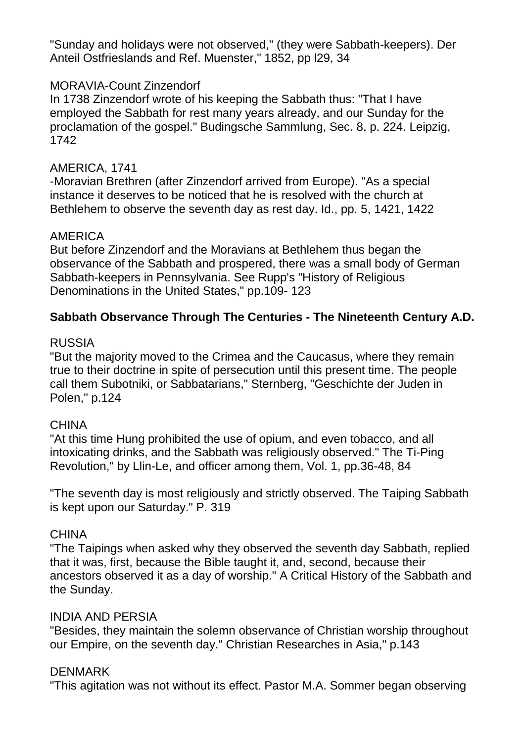"Sunday and holidays were not observed," (they were Sabbath-keepers). Der Anteil Ostfrieslands and Ref. Muenster," 1852, pp l29, 34

MORAVIA-Count Zinzendorf
In 1738 Zinzendorf wrote of his keeping the Sabbath thus: "That I have employed the Sabbath for rest many years already, and our Sunday for the proclamation of the gospel." Budingsche Sammlung, Sec. 8, p. 224. Leipzig, 1742

AMERICA, 1741
-Moravian Brethren (after Zinzendorf arrived from Europe). "As a special instance it deserves to be noticed that he is resolved with the church at Bethlehem to observe the seventh day as rest day. Id., pp. 5, 1421, 1422

AMERICA
But before Zinzendorf and the Moravians at Bethlehem thus began the observance of the Sabbath and prospered, there was a small body of German Sabbath-keepers in Pennsylvania. See Rupp's "History of Religious Denominations in the United States," pp.109- 123

**Sabbath Observance Through The Centuries - The Nineteenth Century A.D.**

RUSSIA
"But the majority moved to the Crimea and the Caucasus, where they remain true to their doctrine in spite of persecution until this present time. The people call them Subotniki, or Sabbatarians," Sternberg, "Geschichte der Juden in Polen," p.124

CHINA
"At this time Hung prohibited the use of opium, and even tobacco, and all intoxicating drinks, and the Sabbath was religiously observed." The Ti-Ping Revolution," by Llin-Le, and officer among them, Vol. 1, pp.36-48, 84

"The seventh day is most religiously and strictly observed. The Taiping Sabbath is kept upon our Saturday." P. 319

CHINA
"The Taipings when asked why they observed the seventh day Sabbath, replied that it was, first, because the Bible taught it, and, second, because their ancestors observed it as a day of worship." A Critical History of the Sabbath and the Sunday.

INDIA AND PERSIA
"Besides, they maintain the solemn observance of Christian worship throughout our Empire, on the seventh day." Christian Researches in Asia," p.143

DENMARK
"This agitation was not without its effect. Pastor M.A. Sommer began observing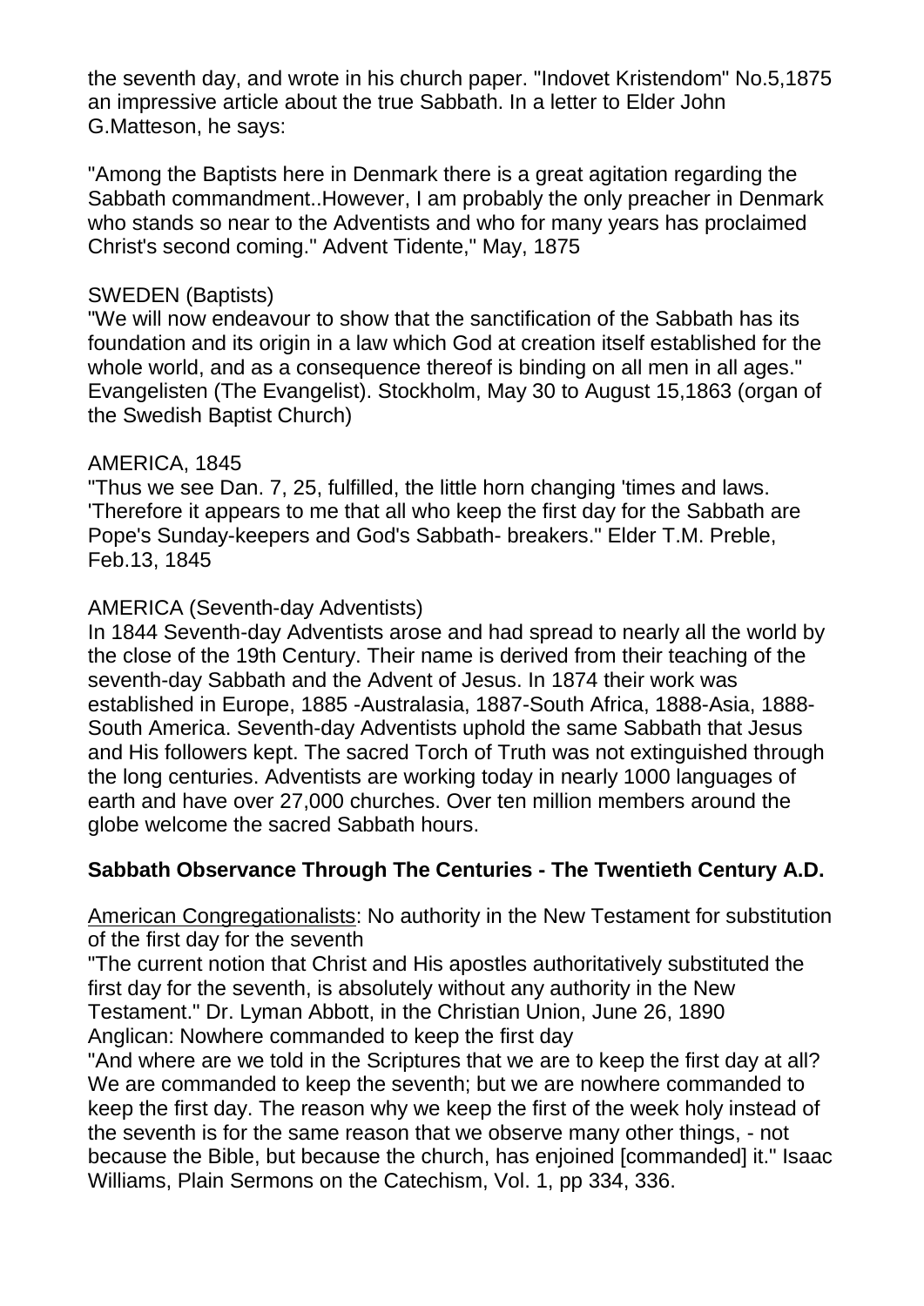the seventh day, and wrote in his church paper. "Indovet Kristendom" No.5,1875 an impressive article about the true Sabbath. In a letter to Elder John G.Matteson, he says:

"Among the Baptists here in Denmark there is a great agitation regarding the Sabbath commandment..However, I am probably the only preacher in Denmark who stands so near to the Adventists and who for many years has proclaimed Christ's second coming." Advent Tidente," May, 1875

SWEDEN (Baptists)
"We will now endeavour to show that the sanctification of the Sabbath has its foundation and its origin in a law which God at creation itself established for the whole world, and as a consequence thereof is binding on all men in all ages." Evangelisten (The Evangelist). Stockholm, May 30 to August 15,1863 (organ of the Swedish Baptist Church)

AMERICA, 1845
"Thus we see Dan. 7, 25, fulfilled, the little horn changing 'times and laws. 'Therefore it appears to me that all who keep the first day for the Sabbath are Pope's Sunday-keepers and God's Sabbath- breakers." Elder T.M. Preble, Feb.13, 1845

AMERICA (Seventh-day Adventists)
In 1844 Seventh-day Adventists arose and had spread to nearly all the world by the close of the 19th Century. Their name is derived from their teaching of the seventh-day Sabbath and the Advent of Jesus. In 1874 their work was established in Europe, 1885 -Australasia, 1887-South Africa, 1888-Asia, 1888-South America. Seventh-day Adventists uphold the same Sabbath that Jesus and His followers kept. The sacred Torch of Truth was not extinguished through the long centuries. Adventists are working today in nearly 1000 languages of earth and have over 27,000 churches. Over ten million members around the globe welcome the sacred Sabbath hours.

**Sabbath Observance Through The Centuries - The Twentieth Century A.D.**

American Congregationalists: No authority in the New Testament for substitution of the first day for the seventh
"The current notion that Christ and His apostles authoritatively substituted the first day for the seventh, is absolutely without any authority in the New Testament." Dr. Lyman Abbott, in the Christian Union, June 26, 1890
Anglican: Nowhere commanded to keep the first day
"And where are we told in the Scriptures that we are to keep the first day at all? We are commanded to keep the seventh; but we are nowhere commanded to keep the first day. The reason why we keep the first of the week holy instead of the seventh is for the same reason that we observe many other things, - not because the Bible, but because the church, has enjoined [commanded] it." Isaac Williams, Plain Sermons on the Catechism, Vol. 1, pp 334, 336.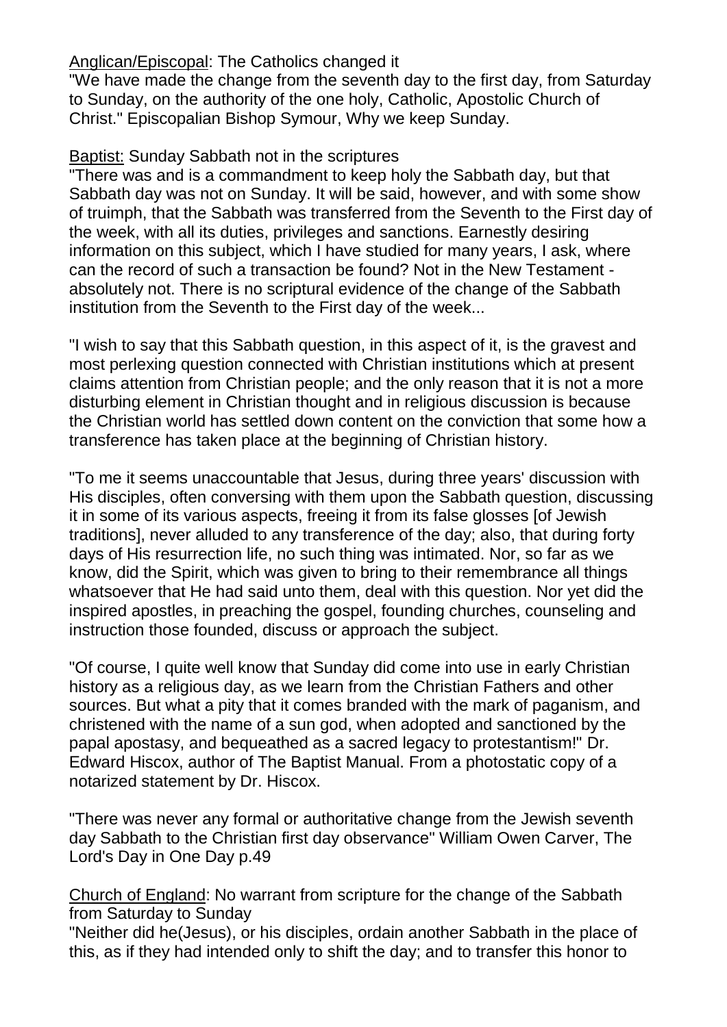<u>Anglican/Episcopal</u>: The Catholics changed it

"We have made the change from the seventh day to the first day, from Saturday to Sunday, on the authority of the one holy, Catholic, Apostolic Church of Christ." Episcopalian Bishop Symour, Why we keep Sunday.

<u>Baptist:</u> Sunday Sabbath not in the scriptures

"There was and is a commandment to keep holy the Sabbath day, but that Sabbath day was not on Sunday. It will be said, however, and with some show of truimph, that the Sabbath was transferred from the Seventh to the First day of the week, with all its duties, privileges and sanctions. Earnestly desiring information on this subject, which I have studied for many years, I ask, where can the record of such a transaction be found? Not in the New Testament - absolutely not. There is no scriptural evidence of the change of the Sabbath institution from the Seventh to the First day of the week...

"I wish to say that this Sabbath question, in this aspect of it, is the gravest and most perlexing question connected with Christian institutions which at present claims attention from Christian people; and the only reason that it is not a more disturbing element in Christian thought and in religious discussion is because the Christian world has settled down content on the conviction that some how a transference has taken place at the beginning of Christian history.

"To me it seems unaccountable that Jesus, during three years' discussion with His disciples, often conversing with them upon the Sabbath question, discussing it in some of its various aspects, freeing it from its false glosses [of Jewish traditions], never alluded to any transference of the day; also, that during forty days of His resurrection life, no such thing was intimated. Nor, so far as we know, did the Spirit, which was given to bring to their remembrance all things whatsoever that He had said unto them, deal with this question. Nor yet did the inspired apostles, in preaching the gospel, founding churches, counseling and instruction those founded, discuss or approach the subject.

"Of course, I quite well know that Sunday did come into use in early Christian history as a religious day, as we learn from the Christian Fathers and other sources. But what a pity that it comes branded with the mark of paganism, and christened with the name of a sun god, when adopted and sanctioned by the papal apostasy, and bequeathed as a sacred legacy to protestantism!" Dr. Edward Hiscox, author of The Baptist Manual. From a photostatic copy of a notarized statement by Dr. Hiscox.

"There was never any formal or authoritative change from the Jewish seventh day Sabbath to the Christian first day observance" William Owen Carver, The Lord's Day in One Day p.49

<u>Church of England</u>: No warrant from scripture for the change of the Sabbath from Saturday to Sunday

"Neither did he(Jesus), or his disciples, ordain another Sabbath in the place of this, as if they had intended only to shift the day; and to transfer this honor to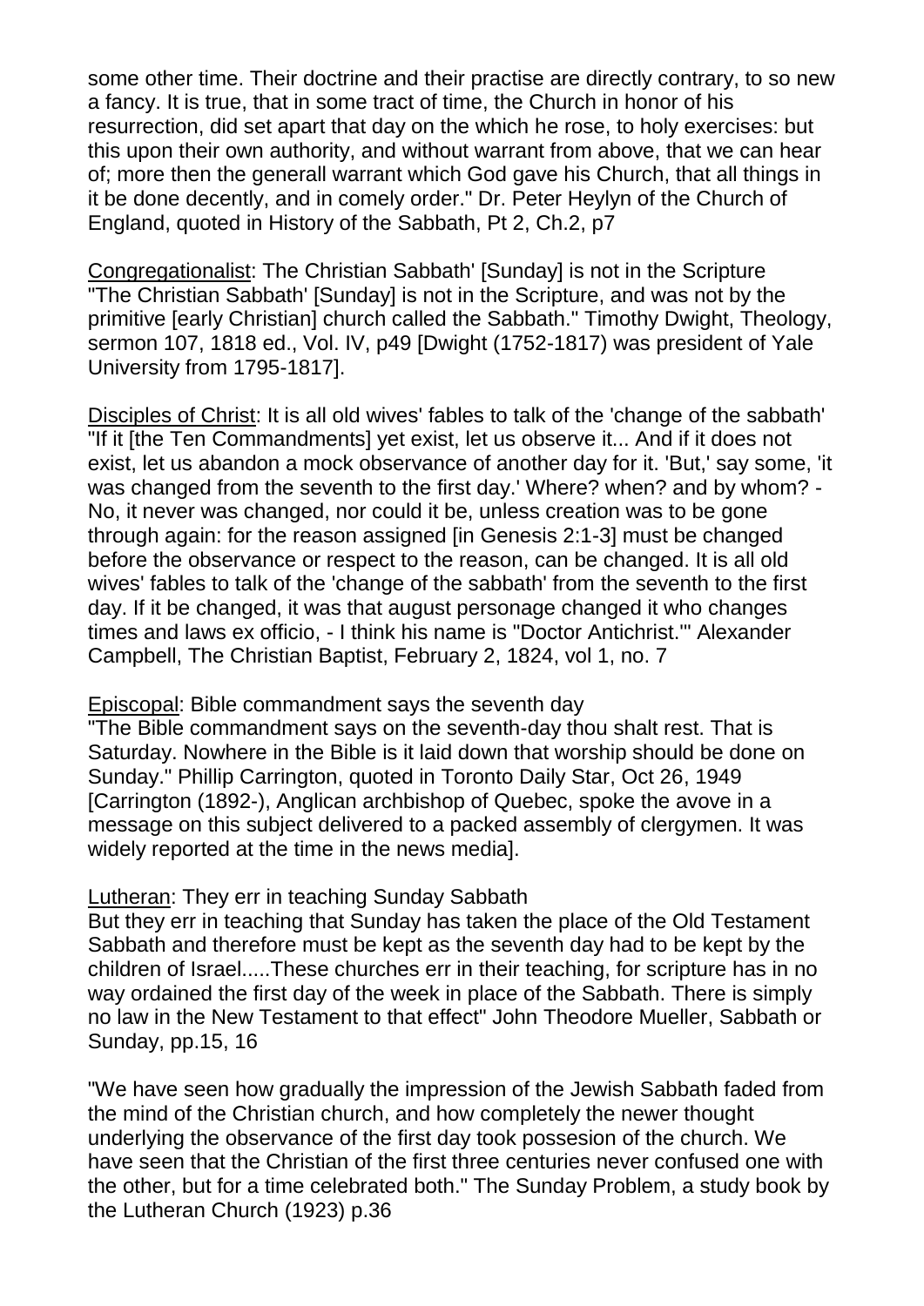some other time. Their doctrine and their practise are directly contrary, to so new a fancy. It is true, that in some tract of time, the Church in honor of his resurrection, did set apart that day on the which he rose, to holy exercises: but this upon their own authority, and without warrant from above, that we can hear of; more then the generall warrant which God gave his Church, that all things in it be done decently, and in comely order." Dr. Peter Heylyn of the Church of England, quoted in History of the Sabbath, Pt 2, Ch.2, p7

Congregationalist: The Christian Sabbath' [Sunday] is not in the Scripture
"The Christian Sabbath' [Sunday] is not in the Scripture, and was not by the primitive [early Christian] church called the Sabbath." Timothy Dwight, Theology, sermon 107, 1818 ed., Vol. IV, p49 [Dwight (1752-1817) was president of Yale University from 1795-1817].

Disciples of Christ: It is all old wives' fables to talk of the 'change of the sabbath'
"If it [the Ten Commandments] yet exist, let us observe it... And if it does not exist, let us abandon a mock observance of another day for it. 'But,' say some, 'it was changed from the seventh to the first day.' Where? when? and by whom? - No, it never was changed, nor could it be, unless creation was to be gone through again: for the reason assigned [in Genesis 2:1-3] must be changed before the observance or respect to the reason, can be changed. It is all old wives' fables to talk of the 'change of the sabbath' from the seventh to the first day. If it be changed, it was that august personage changed it who changes times and laws ex officio, - I think his name is "Doctor Antichrist."' Alexander Campbell, The Christian Baptist, February 2, 1824, vol 1, no. 7

Episcopal: Bible commandment says the seventh day
"The Bible commandment says on the seventh-day thou shalt rest. That is Saturday. Nowhere in the Bible is it laid down that worship should be done on Sunday." Phillip Carrington, quoted in Toronto Daily Star, Oct 26, 1949 [Carrington (1892-), Anglican archbishop of Quebec, spoke the avove in a message on this subject delivered to a packed assembly of clergymen. It was widely reported at the time in the news media].

Lutheran: They err in teaching Sunday Sabbath
But they err in teaching that Sunday has taken the place of the Old Testament Sabbath and therefore must be kept as the seventh day had to be kept by the children of Israel.....These churches err in their teaching, for scripture has in no way ordained the first day of the week in place of the Sabbath. There is simply no law in the New Testament to that effect" John Theodore Mueller, Sabbath or Sunday, pp.15, 16

"We have seen how gradually the impression of the Jewish Sabbath faded from the mind of the Christian church, and how completely the newer thought underlying the observance of the first day took possesion of the church. We have seen that the Christian of the first three centuries never confused one with the other, but for a time celebrated both." The Sunday Problem, a study book by the Lutheran Church (1923) p.36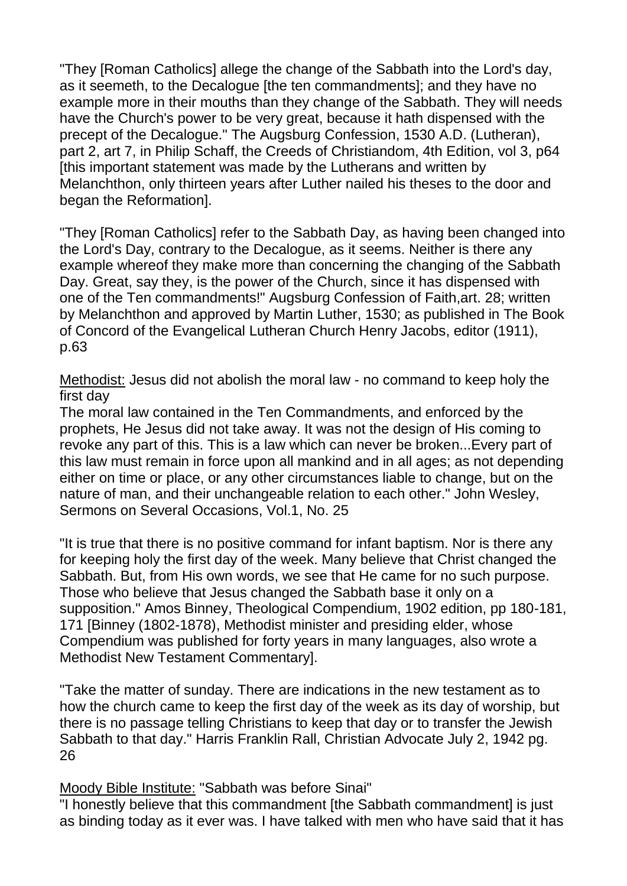"They [Roman Catholics] allege the change of the Sabbath into the Lord's day, as it seemeth, to the Decalogue [the ten commandments]; and they have no example more in their mouths than they change of the Sabbath. They will needs have the Church's power to be very great, because it hath dispensed with the precept of the Decalogue." The Augsburg Confession, 1530 A.D. (Lutheran), part 2, art 7, in Philip Schaff, the Creeds of Christiandom, 4th Edition, vol 3, p64 [this important statement was made by the Lutherans and written by Melanchthon, only thirteen years after Luther nailed his theses to the door and began the Reformation].

"They [Roman Catholics] refer to the Sabbath Day, as having been changed into the Lord's Day, contrary to the Decalogue, as it seems. Neither is there any example whereof they make more than concerning the changing of the Sabbath Day. Great, say they, is the power of the Church, since it has dispensed with one of the Ten commandments!" Augsburg Confession of Faith,art. 28; written by Melanchthon and approved by Martin Luther, 1530; as published in The Book of Concord of the Evangelical Lutheran Church Henry Jacobs, editor (1911), p.63

<u>Methodist:</u> Jesus did not abolish the moral law - no command to keep holy the first day

The moral law contained in the Ten Commandments, and enforced by the prophets, He Jesus did not take away. It was not the design of His coming to revoke any part of this. This is a law which can never be broken...Every part of this law must remain in force upon all mankind and in all ages; as not depending either on time or place, or any other circumstances liable to change, but on the nature of man, and their unchangeable relation to each other." John Wesley, Sermons on Several Occasions, Vol.1, No. 25

"It is true that there is no positive command for infant baptism. Nor is there any for keeping holy the first day of the week. Many believe that Christ changed the Sabbath. But, from His own words, we see that He came for no such purpose. Those who believe that Jesus changed the Sabbath base it only on a supposition." Amos Binney, Theological Compendium, 1902 edition, pp 180-181, 171 [Binney (1802-1878), Methodist minister and presiding elder, whose Compendium was published for forty years in many languages, also wrote a Methodist New Testament Commentary].

"Take the matter of sunday. There are indications in the new testament as to how the church came to keep the first day of the week as its day of worship, but there is no passage telling Christians to keep that day or to transfer the Jewish Sabbath to that day." Harris Franklin Rall, Christian Advocate July 2, 1942 pg. 26

<u>Moody Bible Institute:</u> "Sabbath was before Sinai"

"I honestly believe that this commandment [the Sabbath commandment] is just as binding today as it ever was. I have talked with men who have said that it has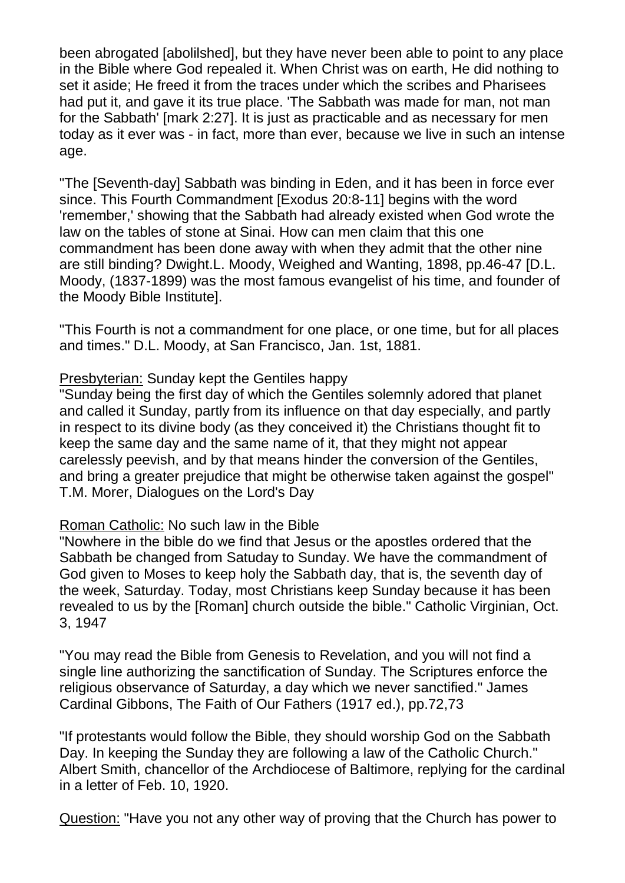been abrogated [abolilshed], but they have never been able to point to any place in the Bible where God repealed it. When Christ was on earth, He did nothing to set it aside; He freed it from the traces under which the scribes and Pharisees had put it, and gave it its true place. 'The Sabbath was made for man, not man for the Sabbath' [mark 2:27]. It is just as practicable and as necessary for men today as it ever was - in fact, more than ever, because we live in such an intense age.

"The [Seventh-day] Sabbath was binding in Eden, and it has been in force ever since. This Fourth Commandment [Exodus 20:8-11] begins with the word 'remember,' showing that the Sabbath had already existed when God wrote the law on the tables of stone at Sinai. How can men claim that this one commandment has been done away with when they admit that the other nine are still binding? Dwight.L. Moody, Weighed and Wanting, 1898, pp.46-47 [D.L. Moody, (1837-1899) was the most famous evangelist of his time, and founder of the Moody Bible Institute].

"This Fourth is not a commandment for one place, or one time, but for all places and times." D.L. Moody, at San Francisco, Jan. 1st, 1881.

<u>Presbyterian:</u> Sunday kept the Gentiles happy
"Sunday being the first day of which the Gentiles solemnly adored that planet and called it Sunday, partly from its influence on that day especially, and partly in respect to its divine body (as they conceived it) the Christians thought fit to keep the same day and the same name of it, that they might not appear carelessly peevish, and by that means hinder the conversion of the Gentiles, and bring a greater prejudice that might be otherwise taken against the gospel" T.M. Morer, Dialogues on the Lord's Day

<u>Roman Catholic:</u> No such law in the Bible
"Nowhere in the bible do we find that Jesus or the apostles ordered that the Sabbath be changed from Satuday to Sunday. We have the commandment of God given to Moses to keep holy the Sabbath day, that is, the seventh day of the week, Saturday. Today, most Christians keep Sunday because it has been revealed to us by the [Roman] church outside the bible." Catholic Virginian, Oct. 3, 1947

"You may read the Bible from Genesis to Revelation, and you will not find a single line authorizing the sanctification of Sunday. The Scriptures enforce the religious observance of Saturday, a day which we never sanctified." James Cardinal Gibbons, The Faith of Our Fathers (1917 ed.), pp.72,73

"If protestants would follow the Bible, they should worship God on the Sabbath Day. In keeping the Sunday they are following a law of the Catholic Church." Albert Smith, chancellor of the Archdiocese of Baltimore, replying for the cardinal in a letter of Feb. 10, 1920.

<u>Question:</u> "Have you not any other way of proving that the Church has power to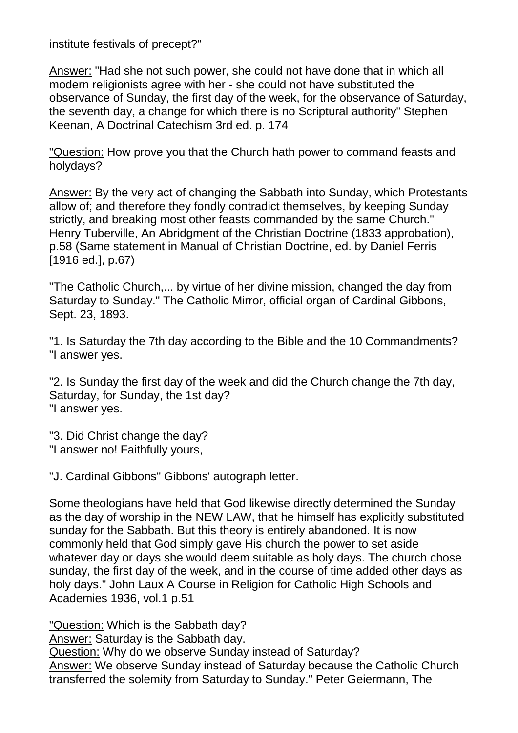institute festivals of precept?"

<u>Answer:</u> "Had she not such power, she could not have done that in which all modern religionists agree with her - she could not have substituted the observance of Sunday, the first day of the week, for the observance of Saturday, the seventh day, a change for which there is no Scriptural authority" Stephen Keenan, A Doctrinal Catechism 3rd ed. p. 174

<u>"Question:</u> How prove you that the Church hath power to command feasts and holydays?

<u>Answer:</u> By the very act of changing the Sabbath into Sunday, which Protestants allow of; and therefore they fondly contradict themselves, by keeping Sunday strictly, and breaking most other feasts commanded by the same Church." Henry Tuberville, An Abridgment of the Christian Doctrine (1833 approbation), p.58 (Same statement in Manual of Christian Doctrine, ed. by Daniel Ferris [1916 ed.], p.67)

"The Catholic Church,... by virtue of her divine mission, changed the day from Saturday to Sunday." The Catholic Mirror, official organ of Cardinal Gibbons, Sept. 23, 1893.

"1. Is Saturday the 7th day according to the Bible and the 10 Commandments?
"I answer yes.

"2. Is Sunday the first day of the week and did the Church change the 7th day, Saturday, for Sunday, the 1st day?
"I answer yes.

"3. Did Christ change the day?
"I answer no! Faithfully yours,

"J. Cardinal Gibbons" Gibbons' autograph letter.

Some theologians have held that God likewise directly determined the Sunday as the day of worship in the NEW LAW, that he himself has explicitly substituted sunday for the Sabbath. But this theory is entirely abandoned. It is now commonly held that God simply gave His church the power to set aside whatever day or days she would deem suitable as holy days. The church chose sunday, the first day of the week, and in the course of time added other days as holy days." John Laux A Course in Religion for Catholic High Schools and Academies 1936, vol.1 p.51

<u>"Question:</u> Which is the Sabbath day?
<u>Answer:</u> Saturday is the Sabbath day.
<u>Question:</u> Why do we observe Sunday instead of Saturday?
<u>Answer:</u> We observe Sunday instead of Saturday because the Catholic Church transferred the solemity from Saturday to Sunday." Peter Geiermann, The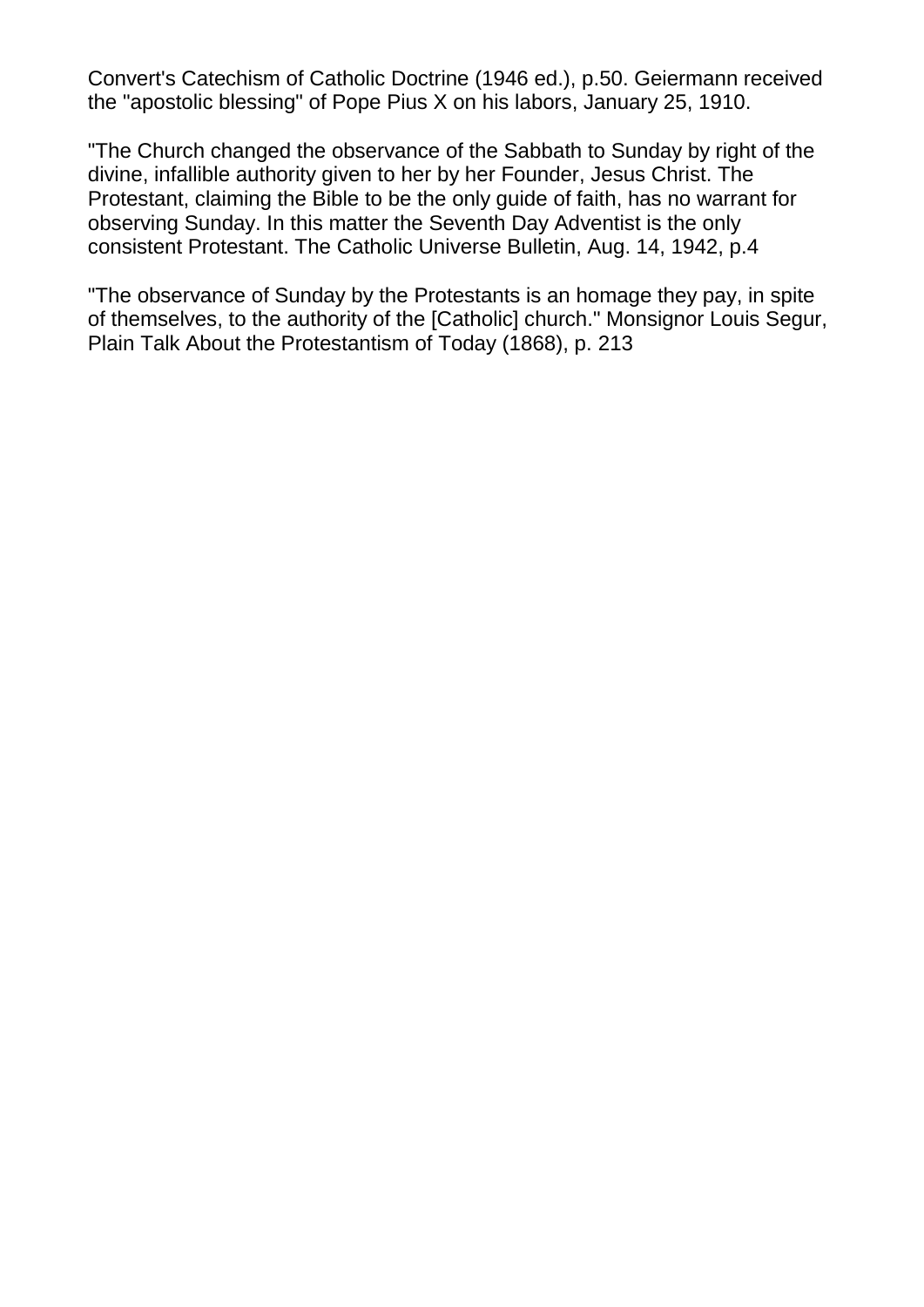Convert's Catechism of Catholic Doctrine (1946 ed.), p.50. Geiermann received the "apostolic blessing" of Pope Pius X on his labors, January 25, 1910.

"The Church changed the observance of the Sabbath to Sunday by right of the divine, infallible authority given to her by her Founder, Jesus Christ. The Protestant, claiming the Bible to be the only guide of faith, has no warrant for observing Sunday. In this matter the Seventh Day Adventist is the only consistent Protestant. The Catholic Universe Bulletin, Aug. 14, 1942, p.4

"The observance of Sunday by the Protestants is an homage they pay, in spite of themselves, to the authority of the [Catholic] church." Monsignor Louis Segur, Plain Talk About the Protestantism of Today (1868), p. 213